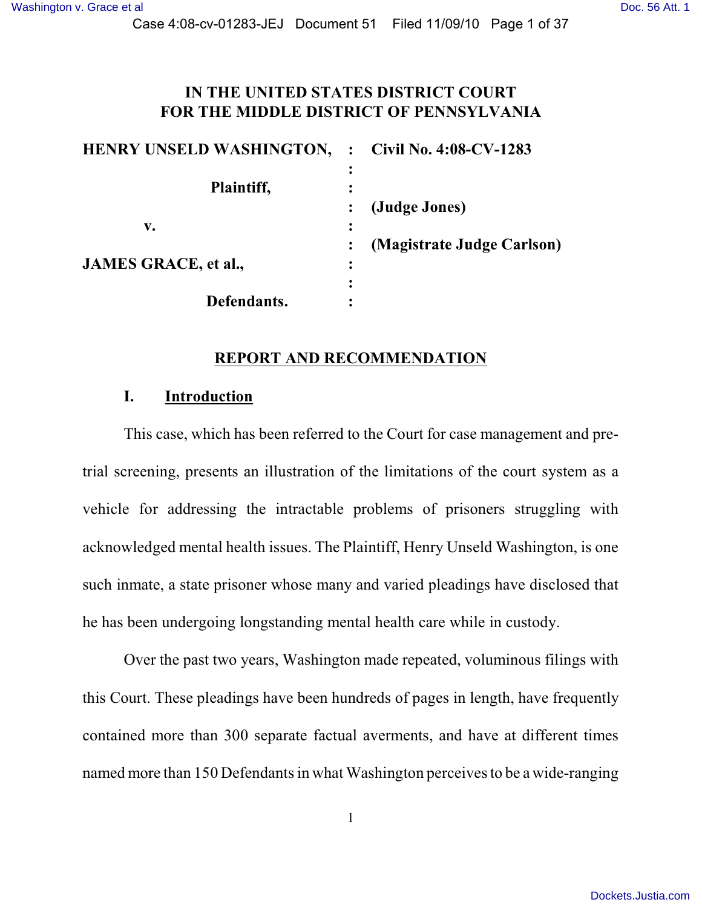# IN THE UNITED STATES DISTRICT COURT FOR THE MIDDLE DISTRICT OF PENNSYLVANIA

| | | |
|---|---|---|
| **HENRY UNSELD WASHINGTON,** | : | **Civil No. 4:08-CV-1283** |
| | : | |
| **Plaintiff,** | : | |
| | : | **(Judge Jones)** |
| **v.** | : | |
| | : | **(Magistrate Judge Carlson)** |
| **JAMES GRACE, et al.,** | : | |
| | : | |
| **Defendants.** | : | |

## REPORT AND RECOMMENDATION

### I. Introduction

This case, which has been referred to the Court for case management and pre-trial screening, presents an illustration of the limitations of the court system as a vehicle for addressing the intractable problems of prisoners struggling with acknowledged mental health issues. The Plaintiff, Henry Unseld Washington, is one such inmate, a state prisoner whose many and varied pleadings have disclosed that he has been undergoing longstanding mental health care while in custody.

Over the past two years, Washington made repeated, voluminous filings with this Court. These pleadings have been hundreds of pages in length, have frequently contained more than 300 separate factual averments, and have at different times named more than 150 Defendants in what Washington perceives to be a wide-ranging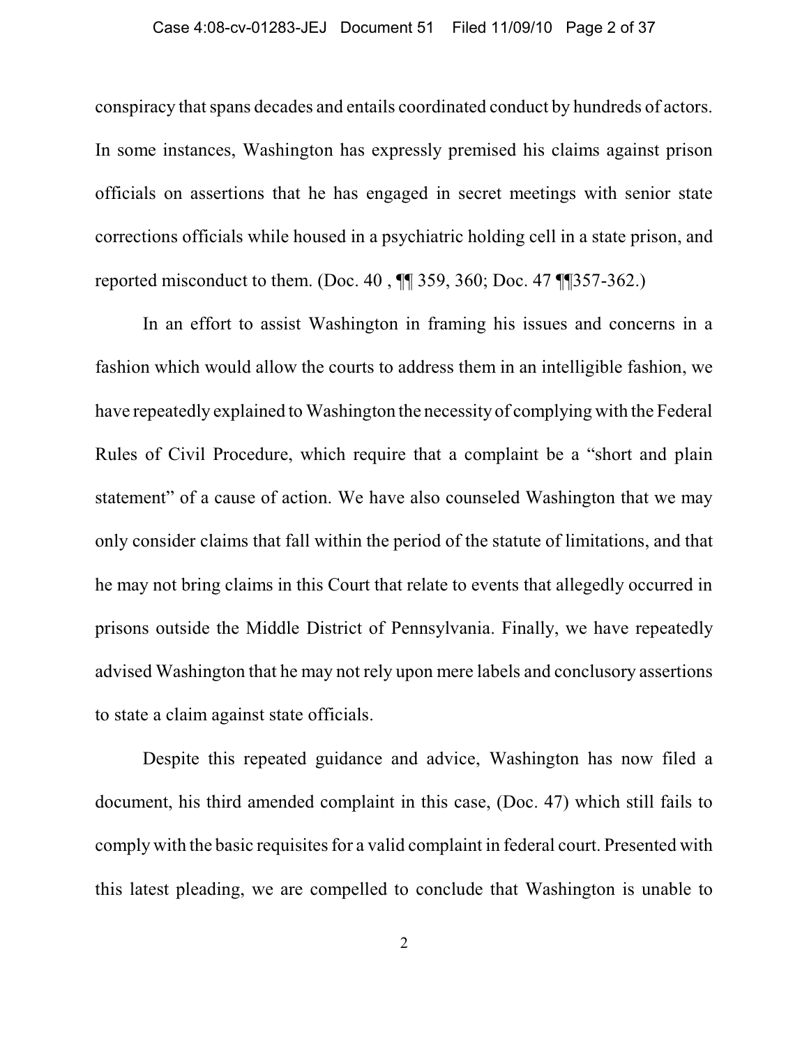conspiracy that spans decades and entails coordinated conduct by hundreds of actors. In some instances, Washington has expressly premised his claims against prison officials on assertions that he has engaged in secret meetings with senior state corrections officials while housed in a psychiatric holding cell in a state prison, and reported misconduct to them. (Doc. 40 , ¶¶ 359, 360; Doc. 47 ¶¶357-362.)

In an effort to assist Washington in framing his issues and concerns in a fashion which would allow the courts to address them in an intelligible fashion, we have repeatedly explained to Washington the necessity of complying with the Federal Rules of Civil Procedure, which require that a complaint be a "short and plain statement" of a cause of action. We have also counseled Washington that we may only consider claims that fall within the period of the statute of limitations, and that he may not bring claims in this Court that relate to events that allegedly occurred in prisons outside the Middle District of Pennsylvania. Finally, we have repeatedly advised Washington that he may not rely upon mere labels and conclusory assertions to state a claim against state officials.

Despite this repeated guidance and advice, Washington has now filed a document, his third amended complaint in this case, (Doc. 47) which still fails to comply with the basic requisites for a valid complaint in federal court. Presented with this latest pleading, we are compelled to conclude that Washington is unable to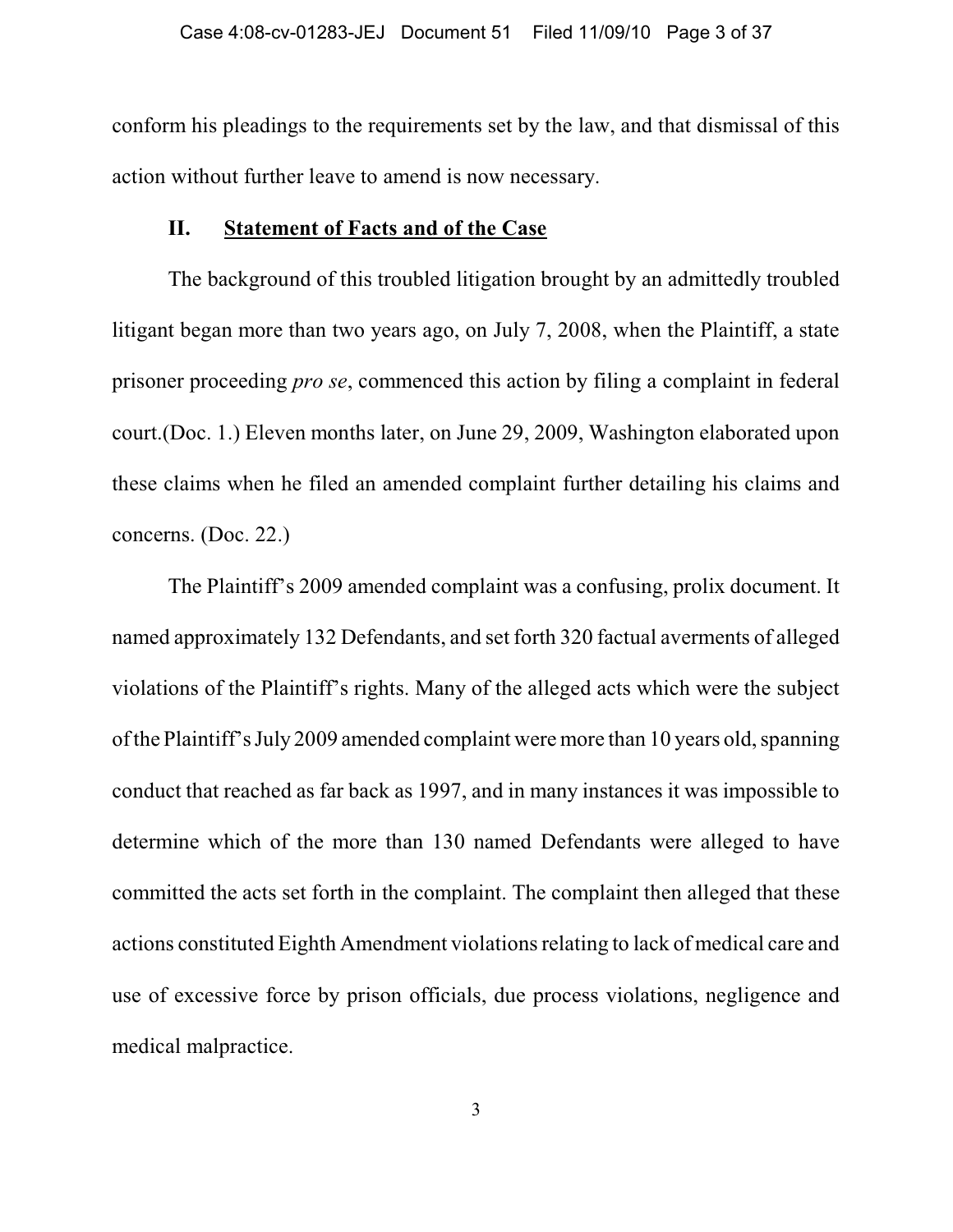conform his pleadings to the requirements set by the law, and that dismissal of this action without further leave to amend is now necessary.

## II. <u>Statement of Facts and of the Case</u>

The background of this troubled litigation brought by an admittedly troubled litigant began more than two years ago, on July 7, 2008, when the Plaintiff, a state prisoner proceeding *pro se*, commenced this action by filing a complaint in federal court.(Doc. 1.) Eleven months later, on June 29, 2009, Washington elaborated upon these claims when he filed an amended complaint further detailing his claims and concerns. (Doc. 22.)

The Plaintiff's 2009 amended complaint was a confusing, prolix document. It named approximately 132 Defendants, and set forth 320 factual averments of alleged violations of the Plaintiff's rights. Many of the alleged acts which were the subject of the Plaintiff's July 2009 amended complaint were more than 10 years old, spanning conduct that reached as far back as 1997, and in many instances it was impossible to determine which of the more than 130 named Defendants were alleged to have committed the acts set forth in the complaint. The complaint then alleged that these actions constituted Eighth Amendment violations relating to lack of medical care and use of excessive force by prison officials, due process violations, negligence and medical malpractice.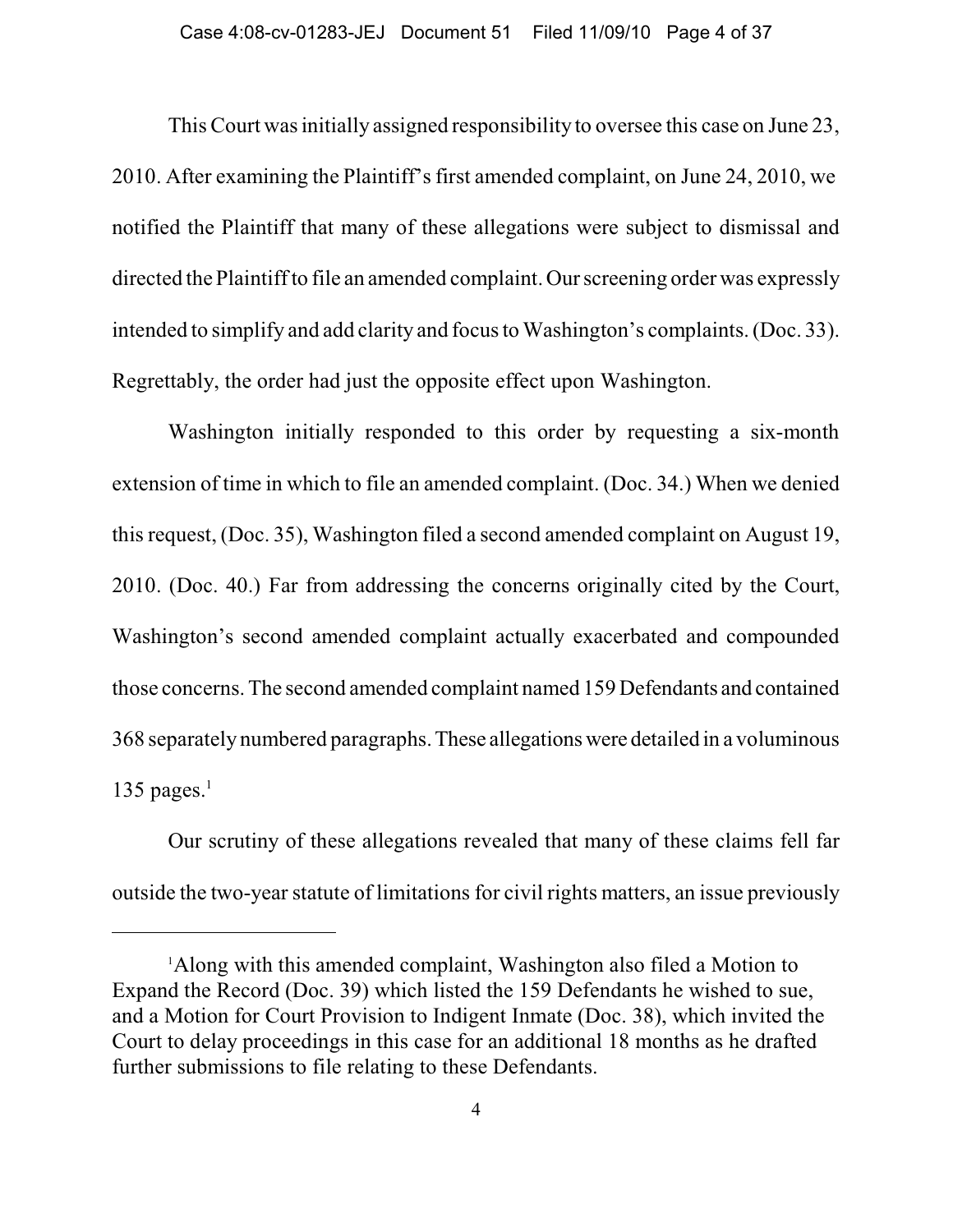This Court was initially assigned responsibility to oversee this case on June 23, 2010. After examining the Plaintiff's first amended complaint, on June 24, 2010, we notified the Plaintiff that many of these allegations were subject to dismissal and directed the Plaintiff to file an amended complaint. Our screening order was expressly intended to simplify and add clarity and focus to Washington's complaints. (Doc. 33). Regrettably, the order had just the opposite effect upon Washington.

Washington initially responded to this order by requesting a six-month extension of time in which to file an amended complaint. (Doc. 34.) When we denied this request, (Doc. 35), Washington filed a second amended complaint on August 19, 2010. (Doc. 40.) Far from addressing the concerns originally cited by the Court, Washington's second amended complaint actually exacerbated and compounded those concerns. The second amended complaint named 159 Defendants and contained 368 separately numbered paragraphs. These allegations were detailed in a voluminous 135 pages.[1]

Our scrutiny of these allegations revealed that many of these claims fell far outside the two-year statute of limitations for civil rights matters, an issue previously

---

[1] Along with this amended complaint, Washington also filed a Motion to Expand the Record (Doc. 39) which listed the 159 Defendants he wished to sue, and a Motion for Court Provision to Indigent Inmate (Doc. 38), which invited the Court to delay proceedings in this case for an additional 18 months as he drafted further submissions to file relating to these Defendants.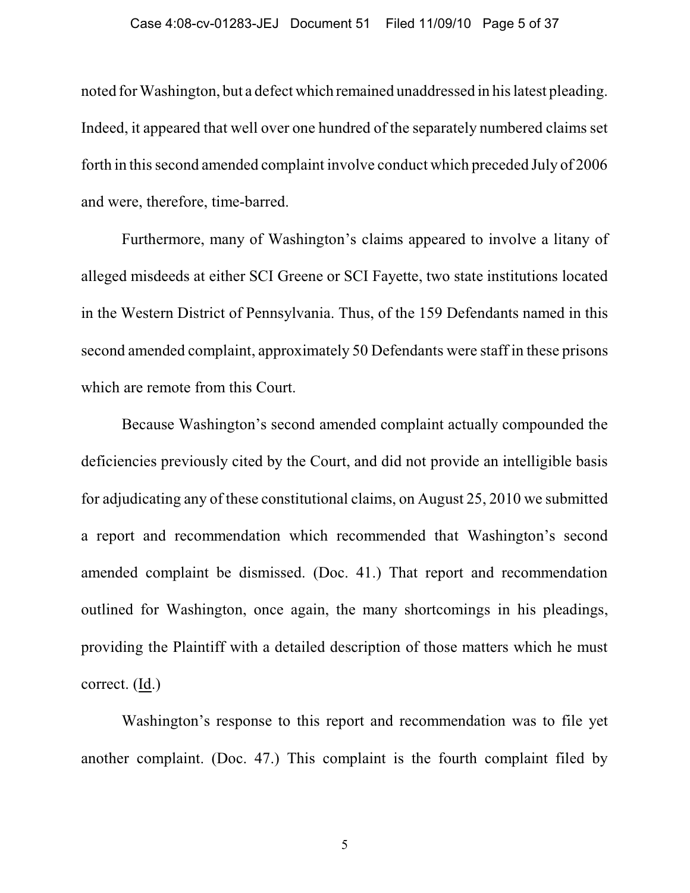noted for Washington, but a defect which remained unaddressed in his latest pleading. Indeed, it appeared that well over one hundred of the separately numbered claims set forth in this second amended complaint involve conduct which preceded July of 2006 and were, therefore, time-barred.

Furthermore, many of Washington's claims appeared to involve a litany of alleged misdeeds at either SCI Greene or SCI Fayette, two state institutions located in the Western District of Pennsylvania. Thus, of the 159 Defendants named in this second amended complaint, approximately 50 Defendants were staff in these prisons which are remote from this Court.

Because Washington's second amended complaint actually compounded the deficiencies previously cited by the Court, and did not provide an intelligible basis for adjudicating any of these constitutional claims, on August 25, 2010 we submitted a report and recommendation which recommended that Washington's second amended complaint be dismissed. (Doc. 41.) That report and recommendation outlined for Washington, once again, the many shortcomings in his pleadings, providing the Plaintiff with a detailed description of those matters which he must correct. (Id.)

Washington's response to this report and recommendation was to file yet another complaint. (Doc. 47.) This complaint is the fourth complaint filed by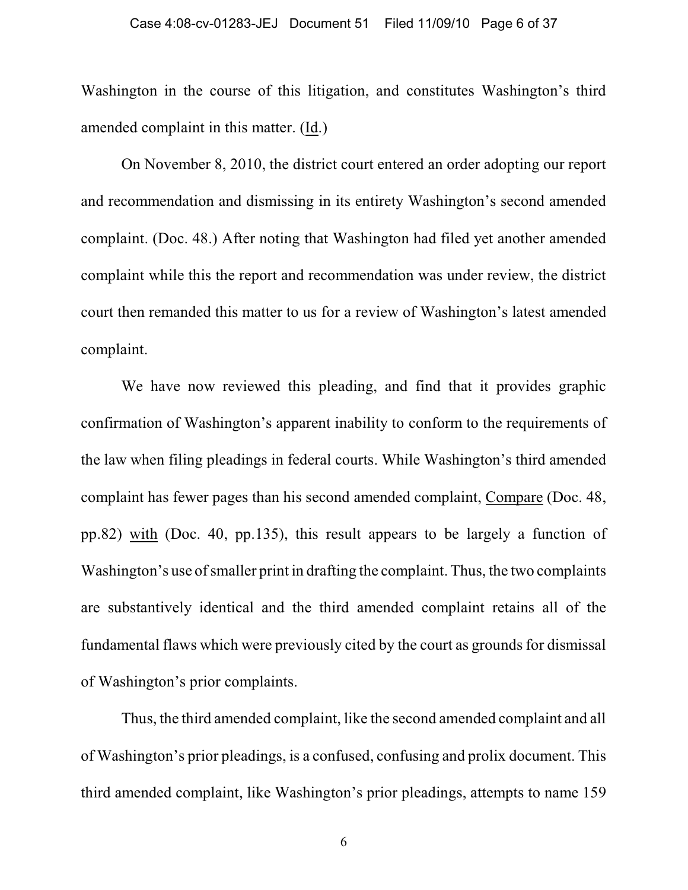Washington in the course of this litigation, and constitutes Washington's third amended complaint in this matter. (Id.)

On November 8, 2010, the district court entered an order adopting our report and recommendation and dismissing in its entirety Washington's second amended complaint. (Doc. 48.) After noting that Washington had filed yet another amended complaint while this the report and recommendation was under review, the district court then remanded this matter to us for a review of Washington's latest amended complaint.

We have now reviewed this pleading, and find that it provides graphic confirmation of Washington's apparent inability to conform to the requirements of the law when filing pleadings in federal courts. While Washington's third amended complaint has fewer pages than his second amended complaint, Compare (Doc. 48, pp.82) with (Doc. 40, pp.135), this result appears to be largely a function of Washington's use of smaller print in drafting the complaint. Thus, the two complaints are substantively identical and the third amended complaint retains all of the fundamental flaws which were previously cited by the court as grounds for dismissal of Washington's prior complaints.

Thus, the third amended complaint, like the second amended complaint and all of Washington's prior pleadings, is a confused, confusing and prolix document. This third amended complaint, like Washington's prior pleadings, attempts to name 159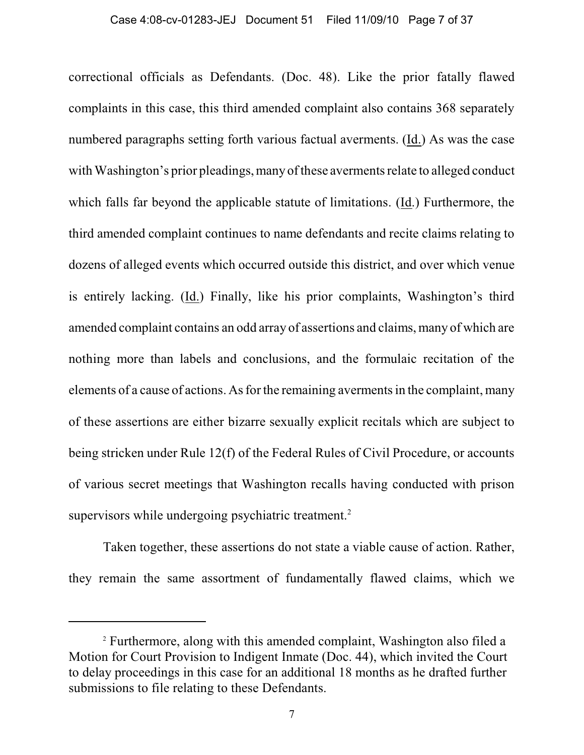correctional officials as Defendants. (Doc. 48). Like the prior fatally flawed complaints in this case, this third amended complaint also contains 368 separately numbered paragraphs setting forth various factual averments. (Id.) As was the case with Washington's prior pleadings, many of these averments relate to alleged conduct which falls far beyond the applicable statute of limitations. (Id.) Furthermore, the third amended complaint continues to name defendants and recite claims relating to dozens of alleged events which occurred outside this district, and over which venue is entirely lacking. (Id.) Finally, like his prior complaints, Washington's third amended complaint contains an odd array of assertions and claims, many of which are nothing more than labels and conclusions, and the formulaic recitation of the elements of a cause of actions. As for the remaining averments in the complaint, many of these assertions are either bizarre sexually explicit recitals which are subject to being stricken under Rule 12(f) of the Federal Rules of Civil Procedure, or accounts of various secret meetings that Washington recalls having conducted with prison supervisors while undergoing psychiatric treatment.[2]

Taken together, these assertions do not state a viable cause of action. Rather, they remain the same assortment of fundamentally flawed claims, which we

[2] Furthermore, along with this amended complaint, Washington also filed a Motion for Court Provision to Indigent Inmate (Doc. 44), which invited the Court to delay proceedings in this case for an additional 18 months as he drafted further submissions to file relating to these Defendants.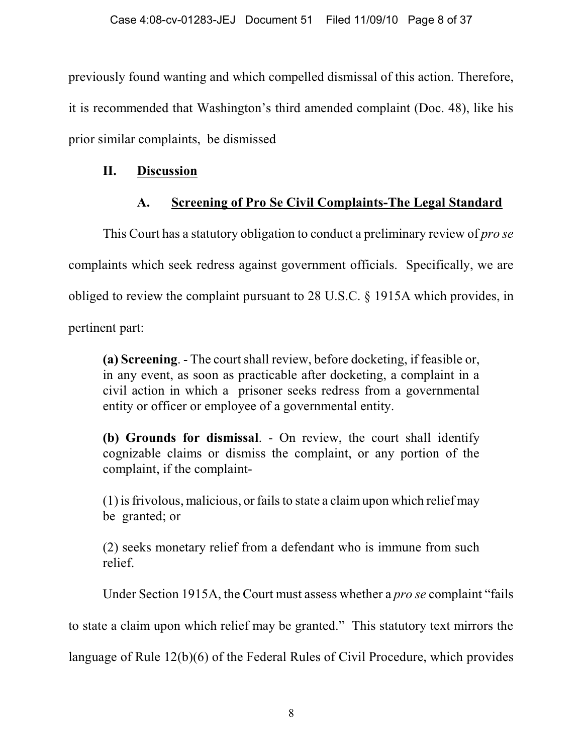previously found wanting and which compelled dismissal of this action. Therefore, it is recommended that Washington's third amended complaint (Doc. 48), like his prior similar complaints, be dismissed

## II. Discussion

### A. Screening of Pro Se Civil Complaints-The Legal Standard

This Court has a statutory obligation to conduct a preliminary review of *pro se* complaints which seek redress against government officials. Specifically, we are obliged to review the complaint pursuant to 28 U.S.C. § 1915A which provides, in pertinent part:

> **(a) Screening**. - The court shall review, before docketing, if feasible or, in any event, as soon as practicable after docketing, a complaint in a civil action in which a prisoner seeks redress from a governmental entity or officer or employee of a governmental entity.
>
> **(b) Grounds for dismissal**. - On review, the court shall identify cognizable claims or dismiss the complaint, or any portion of the complaint, if the complaint-
>
> (1) is frivolous, malicious, or fails to state a claim upon which relief may be granted; or
>
> (2) seeks monetary relief from a defendant who is immune from such relief.

Under Section 1915A, the Court must assess whether a *pro se* complaint "fails to state a claim upon which relief may be granted." This statutory text mirrors the language of Rule 12(b)(6) of the Federal Rules of Civil Procedure, which provides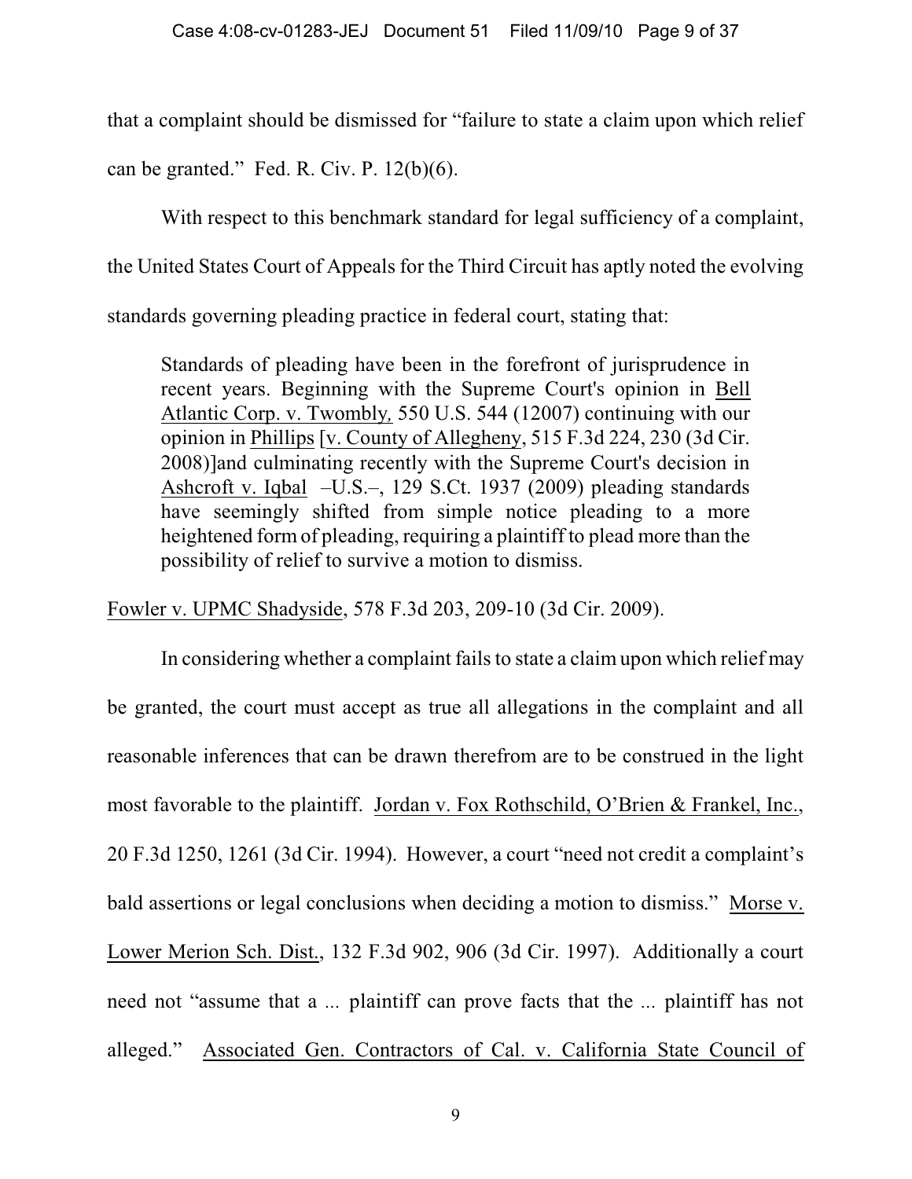that a complaint should be dismissed for "failure to state a claim upon which relief can be granted." Fed. R. Civ. P. 12(b)(6).

With respect to this benchmark standard for legal sufficiency of a complaint, the United States Court of Appeals for the Third Circuit has aptly noted the evolving standards governing pleading practice in federal court, stating that:

> Standards of pleading have been in the forefront of jurisprudence in recent years. Beginning with the Supreme Court's opinion in Bell Atlantic Corp. v. Twombly, 550 U.S. 544 (12007) continuing with our opinion in Phillips [v. County of Allegheny, 515 F.3d 224, 230 (3d Cir. 2008)]and culminating recently with the Supreme Court's decision in Ashcroft v. Iqbal –U.S.–, 129 S.Ct. 1937 (2009) pleading standards have seemingly shifted from simple notice pleading to a more heightened form of pleading, requiring a plaintiff to plead more than the possibility of relief to survive a motion to dismiss.

Fowler v. UPMC Shadyside, 578 F.3d 203, 209-10 (3d Cir. 2009).

In considering whether a complaint fails to state a claim upon which relief may be granted, the court must accept as true all allegations in the complaint and all reasonable inferences that can be drawn therefrom are to be construed in the light most favorable to the plaintiff. Jordan v. Fox Rothschild, O'Brien & Frankel, Inc., 20 F.3d 1250, 1261 (3d Cir. 1994). However, a court "need not credit a complaint's bald assertions or legal conclusions when deciding a motion to dismiss." Morse v. Lower Merion Sch. Dist., 132 F.3d 902, 906 (3d Cir. 1997). Additionally a court need not "assume that a ... plaintiff can prove facts that the ... plaintiff has not alleged." Associated Gen. Contractors of Cal. v. California State Council of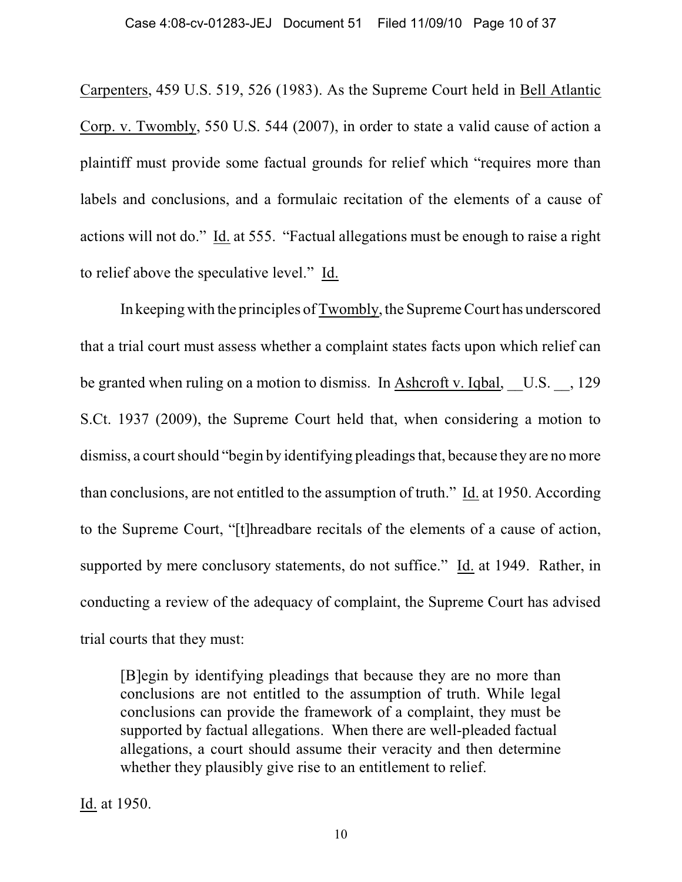Carpenters, 459 U.S. 519, 526 (1983). As the Supreme Court held in Bell Atlantic Corp. v. Twombly, 550 U.S. 544 (2007), in order to state a valid cause of action a plaintiff must provide some factual grounds for relief which "requires more than labels and conclusions, and a formulaic recitation of the elements of a cause of actions will not do." Id. at 555. "Factual allegations must be enough to raise a right to relief above the speculative level." Id.

In keeping with the principles of Twombly, the Supreme Court has underscored that a trial court must assess whether a complaint states facts upon which relief can be granted when ruling on a motion to dismiss. In Ashcroft v. Iqbal, __U.S. __, 129 S.Ct. 1937 (2009), the Supreme Court held that, when considering a motion to dismiss, a court should "begin by identifying pleadings that, because they are no more than conclusions, are not entitled to the assumption of truth." Id. at 1950. According to the Supreme Court, "[t]hreadbare recitals of the elements of a cause of action, supported by mere conclusory statements, do not suffice." Id. at 1949. Rather, in conducting a review of the adequacy of complaint, the Supreme Court has advised trial courts that they must:

> [B]egin by identifying pleadings that because they are no more than conclusions are not entitled to the assumption of truth. While legal conclusions can provide the framework of a complaint, they must be supported by factual allegations. When there are well-pleaded factual allegations, a court should assume their veracity and then determine whether they plausibly give rise to an entitlement to relief.

Id. at 1950.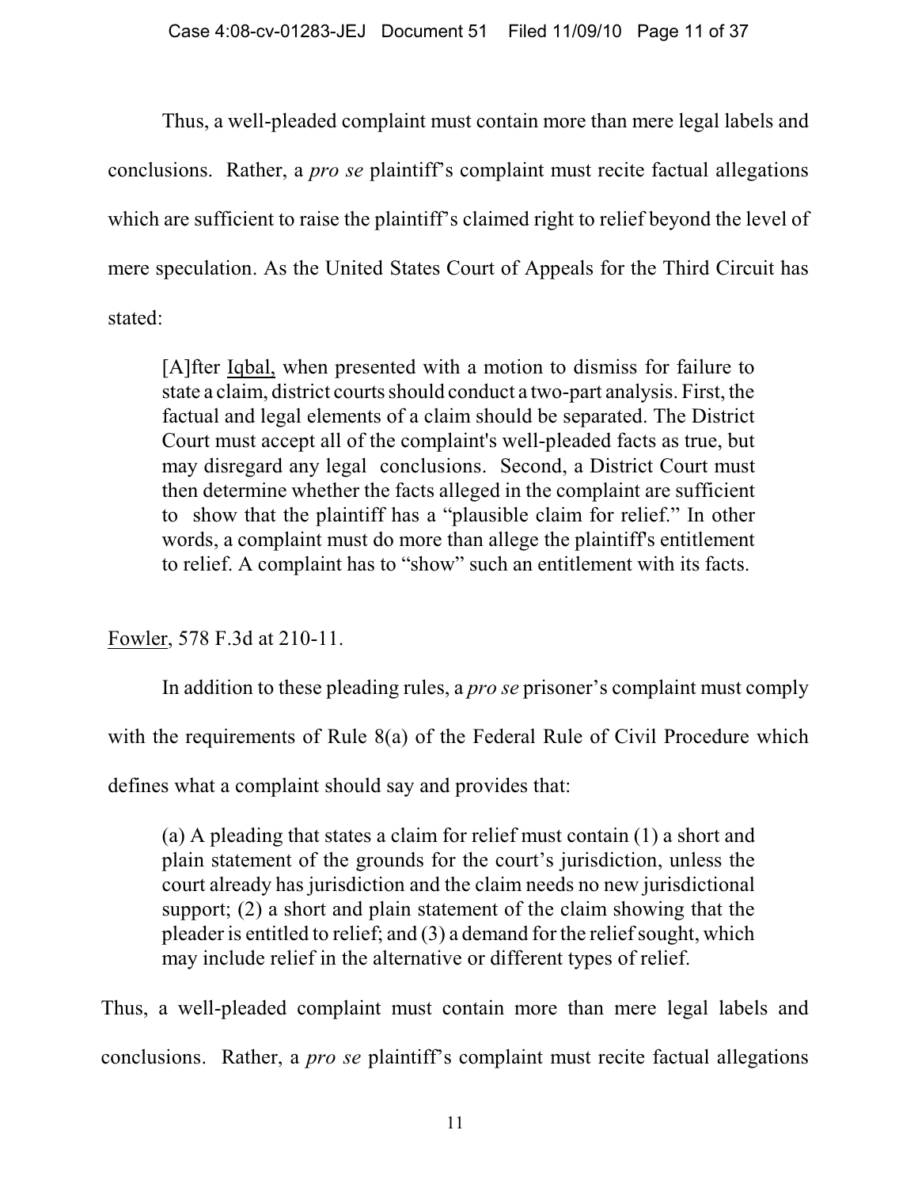Thus, a well-pleaded complaint must contain more than mere legal labels and conclusions. Rather, a *pro se* plaintiff's complaint must recite factual allegations which are sufficient to raise the plaintiff's claimed right to relief beyond the level of mere speculation. As the United States Court of Appeals for the Third Circuit has stated:

> [A]fter Iqbal, when presented with a motion to dismiss for failure to state a claim, district courts should conduct a two-part analysis. First, the factual and legal elements of a claim should be separated. The District Court must accept all of the complaint's well-pleaded facts as true, but may disregard any legal conclusions. Second, a District Court must then determine whether the facts alleged in the complaint are sufficient to show that the plaintiff has a "plausible claim for relief." In other words, a complaint must do more than allege the plaintiff's entitlement to relief. A complaint has to "show" such an entitlement with its facts.

Fowler, 578 F.3d at 210-11.

In addition to these pleading rules, a *pro se* prisoner's complaint must comply with the requirements of Rule 8(a) of the Federal Rule of Civil Procedure which defines what a complaint should say and provides that:

> (a) A pleading that states a claim for relief must contain (1) a short and plain statement of the grounds for the court's jurisdiction, unless the court already has jurisdiction and the claim needs no new jurisdictional support; (2) a short and plain statement of the claim showing that the pleader is entitled to relief; and (3) a demand for the relief sought, which may include relief in the alternative or different types of relief.

Thus, a well-pleaded complaint must contain more than mere legal labels and conclusions. Rather, a *pro se* plaintiff's complaint must recite factual allegations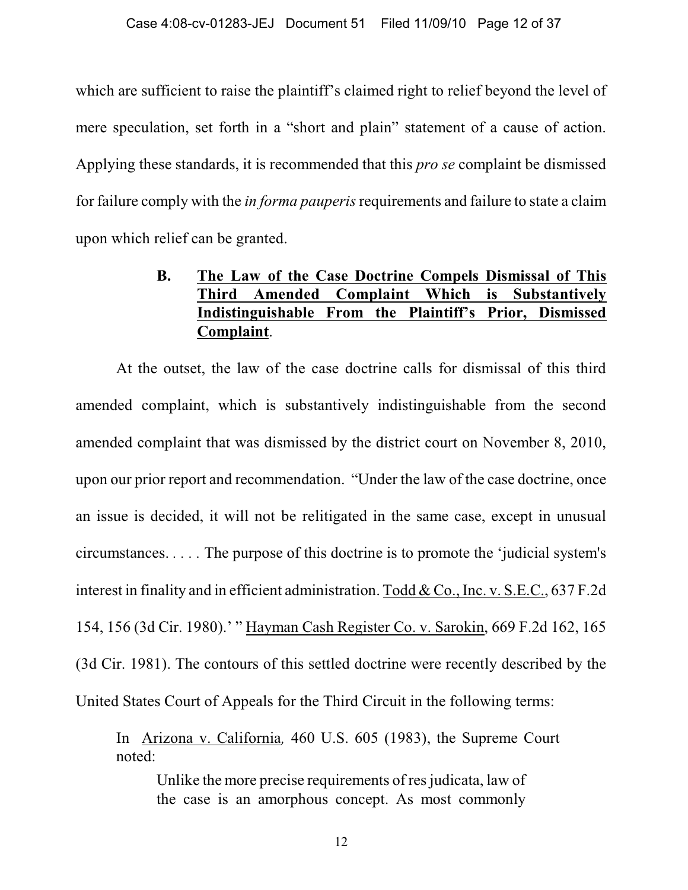which are sufficient to raise the plaintiff's claimed right to relief beyond the level of mere speculation, set forth in a "short and plain" statement of a cause of action. Applying these standards, it is recommended that this *pro se* complaint be dismissed for failure comply with the *in forma pauperis* requirements and failure to state a claim upon which relief can be granted.

### B. The Law of the Case Doctrine Compels Dismissal of This Third Amended Complaint Which is Substantively Indistinguishable From the Plaintiff's Prior, Dismissed Complaint.

At the outset, the law of the case doctrine calls for dismissal of this third amended complaint, which is substantively indistinguishable from the second amended complaint that was dismissed by the district court on November 8, 2010, upon our prior report and recommendation. "Under the law of the case doctrine, once an issue is decided, it will not be relitigated in the same case, except in unusual circumstances. . . . . The purpose of this doctrine is to promote the 'judicial system's interest in finality and in efficient administration. Todd & Co., Inc. v. S.E.C., 637 F.2d 154, 156 (3d Cir. 1980).' " Hayman Cash Register Co. v. Sarokin, 669 F.2d 162, 165 (3d Cir. 1981). The contours of this settled doctrine were recently described by the United States Court of Appeals for the Third Circuit in the following terms:

> In Arizona v. California*,* 460 U.S. 605 (1983), the Supreme Court noted:
>
> > Unlike the more precise requirements of res judicata, law of the case is an amorphous concept. As most commonly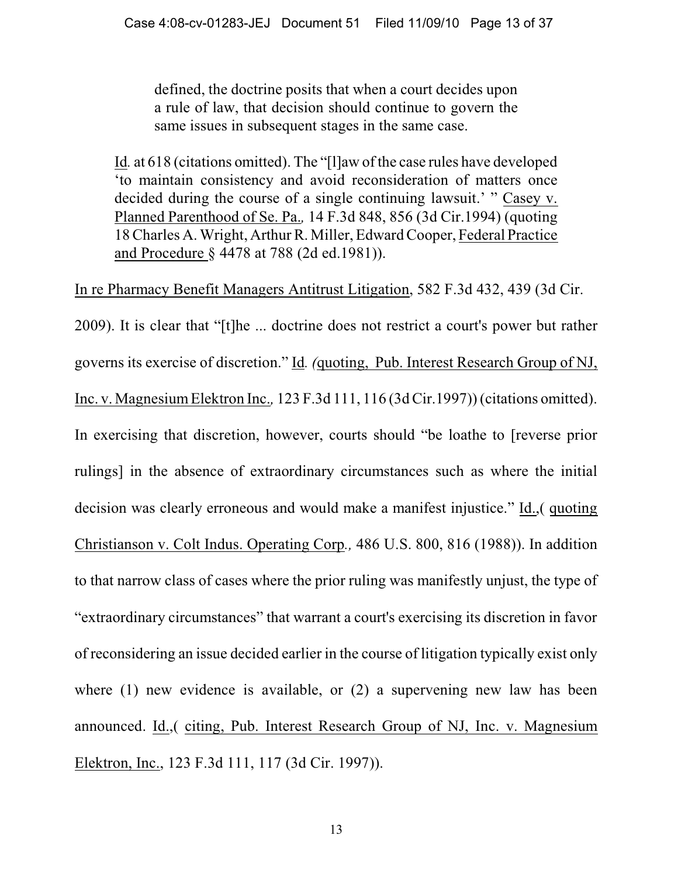> defined, the doctrine posits that when a court decides upon a rule of law, that decision should continue to govern the same issues in subsequent stages in the same case.
>
> Id. at 618 (citations omitted). The "[l]aw of the case rules have developed 'to maintain consistency and avoid reconsideration of matters once decided during the course of a single continuing lawsuit.' " Casey v. Planned Parenthood of Se. Pa., 14 F.3d 848, 856 (3d Cir.1994) (quoting 18 Charles A. Wright, Arthur R. Miller, Edward Cooper, Federal Practice and Procedure § 4478 at 788 (2d ed.1981)).

In re Pharmacy Benefit Managers Antitrust Litigation, 582 F.3d 432, 439 (3d Cir. 2009). It is clear that "[t]he ... doctrine does not restrict a court's power but rather governs its exercise of discretion." Id. (quoting, Pub. Interest Research Group of NJ, Inc. v. Magnesium Elektron Inc., 123 F.3d 111, 116 (3d Cir.1997)) (citations omitted). In exercising that discretion, however, courts should "be loathe to [reverse prior rulings] in the absence of extraordinary circumstances such as where the initial decision was clearly erroneous and would make a manifest injustice." Id.,( quoting Christianson v. Colt Indus. Operating Corp., 486 U.S. 800, 816 (1988)). In addition to that narrow class of cases where the prior ruling was manifestly unjust, the type of "extraordinary circumstances" that warrant a court's exercising its discretion in favor of reconsidering an issue decided earlier in the course of litigation typically exist only where (1) new evidence is available, or (2) a supervening new law has been announced. Id.,( citing, Pub. Interest Research Group of NJ, Inc. v. Magnesium Elektron, Inc., 123 F.3d 111, 117 (3d Cir. 1997)).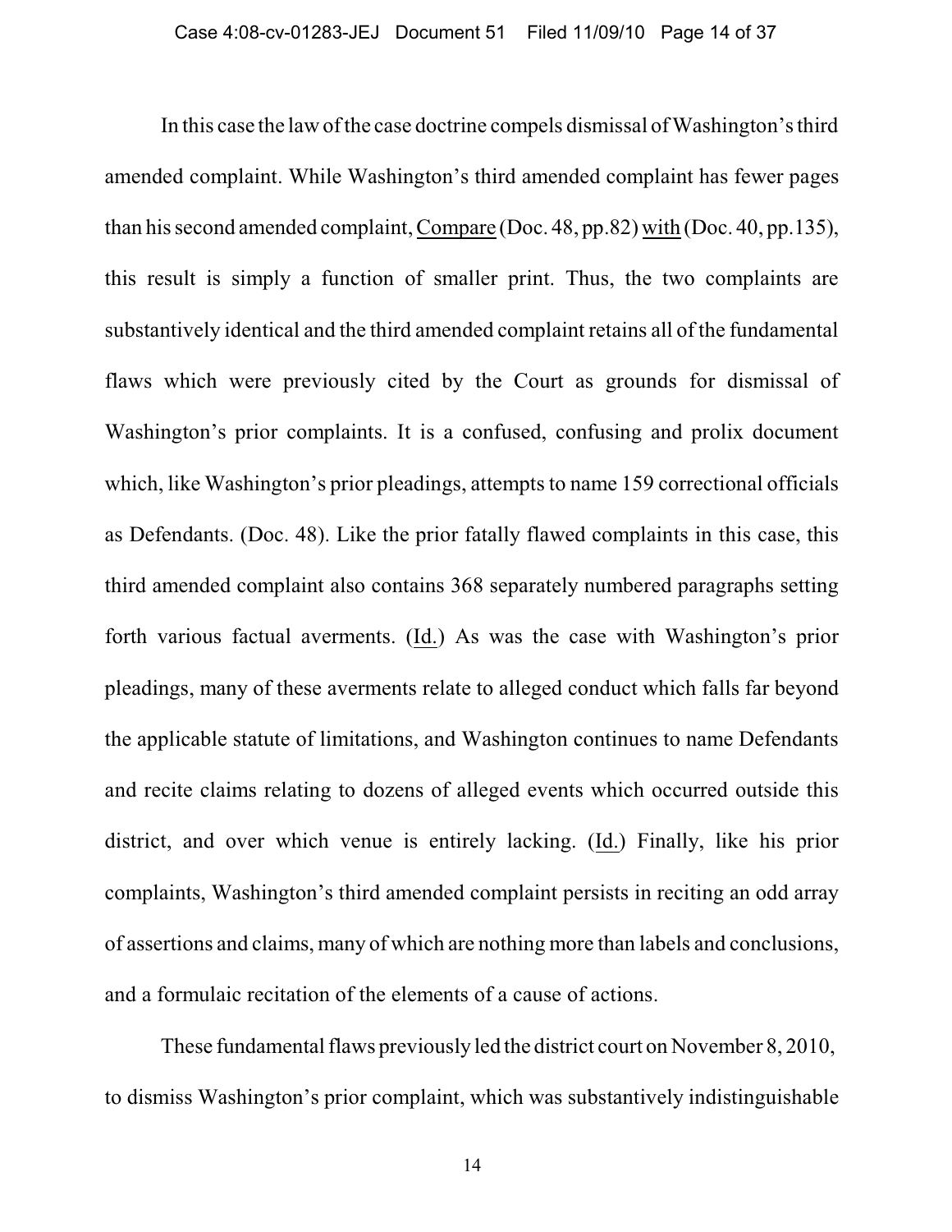In this case the law of the case doctrine compels dismissal of Washington's third amended complaint. While Washington's third amended complaint has fewer pages than his second amended complaint, Compare (Doc. 48, pp.82) with (Doc. 40, pp.135), this result is simply a function of smaller print. Thus, the two complaints are substantively identical and the third amended complaint retains all of the fundamental flaws which were previously cited by the Court as grounds for dismissal of Washington's prior complaints. It is a confused, confusing and prolix document which, like Washington's prior pleadings, attempts to name 159 correctional officials as Defendants. (Doc. 48). Like the prior fatally flawed complaints in this case, this third amended complaint also contains 368 separately numbered paragraphs setting forth various factual averments. (Id.) As was the case with Washington's prior pleadings, many of these averments relate to alleged conduct which falls far beyond the applicable statute of limitations, and Washington continues to name Defendants and recite claims relating to dozens of alleged events which occurred outside this district, and over which venue is entirely lacking. (Id.) Finally, like his prior complaints, Washington's third amended complaint persists in reciting an odd array of assertions and claims, many of which are nothing more than labels and conclusions, and a formulaic recitation of the elements of a cause of actions.

These fundamental flaws previously led the district court on November 8, 2010, to dismiss Washington's prior complaint, which was substantively indistinguishable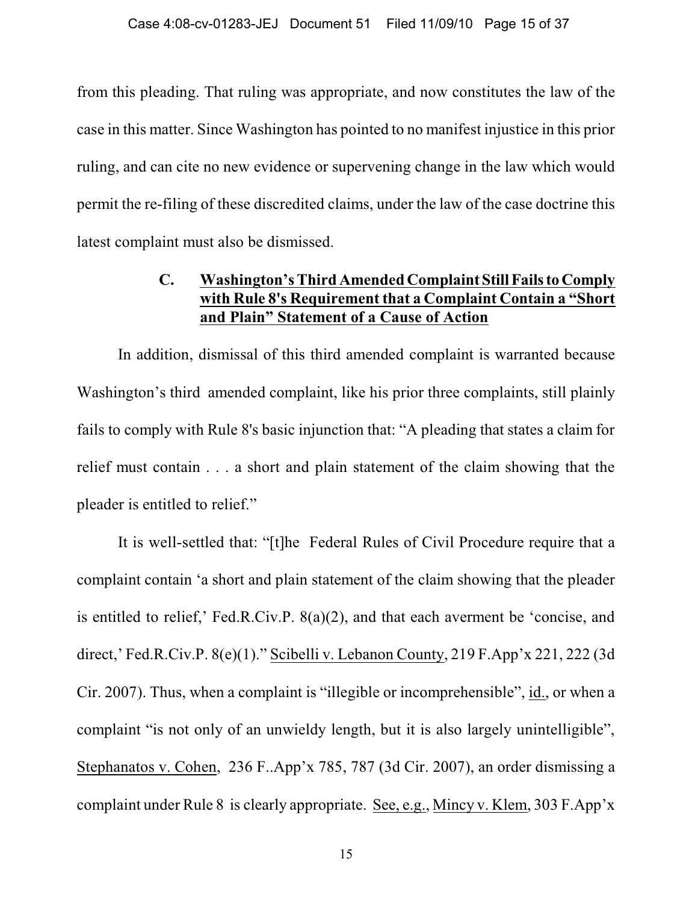from this pleading. That ruling was appropriate, and now constitutes the law of the case in this matter. Since Washington has pointed to no manifest injustice in this prior ruling, and can cite no new evidence or supervening change in the law which would permit the re-filing of these discredited claims, under the law of the case doctrine this latest complaint must also be dismissed.

### C. Washington's Third Amended Complaint Still Fails to Comply with Rule 8's Requirement that a Complaint Contain a "Short and Plain" Statement of a Cause of Action

In addition, dismissal of this third amended complaint is warranted because Washington's third amended complaint, like his prior three complaints, still plainly fails to comply with Rule 8's basic injunction that: "A pleading that states a claim for relief must contain . . . a short and plain statement of the claim showing that the pleader is entitled to relief."

It is well-settled that: "[t]he Federal Rules of Civil Procedure require that a complaint contain 'a short and plain statement of the claim showing that the pleader is entitled to relief,' Fed.R.Civ.P. 8(a)(2), and that each averment be 'concise, and direct,' Fed.R.Civ.P. 8(e)(1)." Scibelli v. Lebanon County, 219 F.App'x 221, 222 (3d Cir. 2007). Thus, when a complaint is "illegible or incomprehensible", id., or when a complaint "is not only of an unwieldy length, but it is also largely unintelligible", Stephanatos v. Cohen, 236 F..App'x 785, 787 (3d Cir. 2007), an order dismissing a complaint under Rule 8 is clearly appropriate. See, e.g., Mincy v. Klem, 303 F.App'x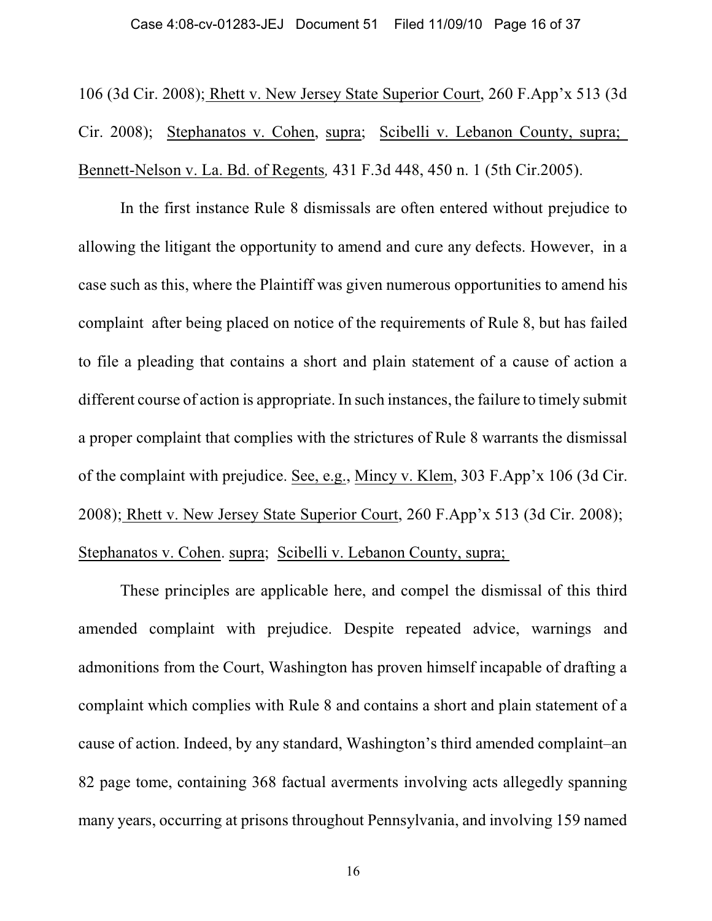106 (3d Cir. 2008); Rhett v. New Jersey State Superior Court, 260 F.App'x 513 (3d Cir. 2008); Stephanatos v. Cohen, supra; Scibelli v. Lebanon County, supra; Bennett-Nelson v. La. Bd. of Regents, 431 F.3d 448, 450 n. 1 (5th Cir.2005).

In the first instance Rule 8 dismissals are often entered without prejudice to allowing the litigant the opportunity to amend and cure any defects. However, in a case such as this, where the Plaintiff was given numerous opportunities to amend his complaint after being placed on notice of the requirements of Rule 8, but has failed to file a pleading that contains a short and plain statement of a cause of action a different course of action is appropriate. In such instances, the failure to timely submit a proper complaint that complies with the strictures of Rule 8 warrants the dismissal of the complaint with prejudice. See, e.g., Mincy v. Klem, 303 F.App'x 106 (3d Cir. 2008); Rhett v. New Jersey State Superior Court, 260 F.App'x 513 (3d Cir. 2008); Stephanatos v. Cohen. supra; Scibelli v. Lebanon County, supra;

These principles are applicable here, and compel the dismissal of this third amended complaint with prejudice. Despite repeated advice, warnings and admonitions from the Court, Washington has proven himself incapable of drafting a complaint which complies with Rule 8 and contains a short and plain statement of a cause of action. Indeed, by any standard, Washington's third amended complaint–an 82 page tome, containing 368 factual averments involving acts allegedly spanning many years, occurring at prisons throughout Pennsylvania, and involving 159 named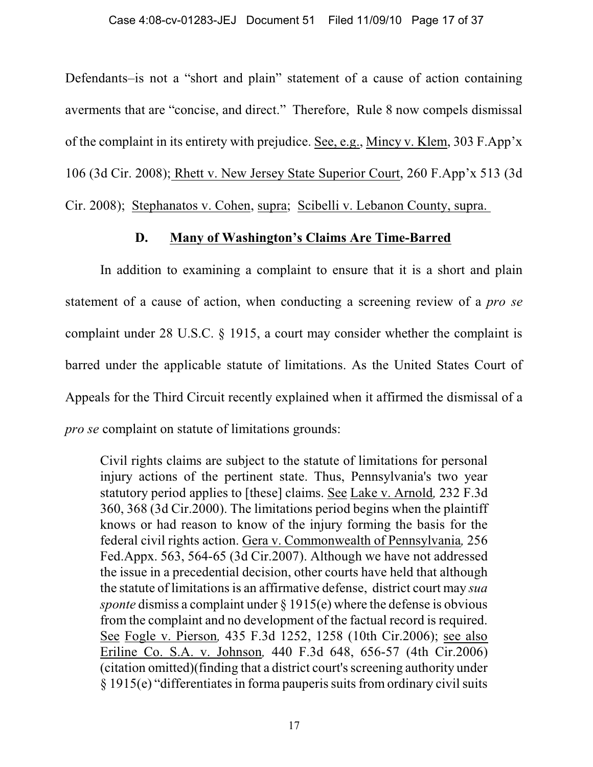Defendants–is not a "short and plain" statement of a cause of action containing averments that are "concise, and direct." Therefore, Rule 8 now compels dismissal of the complaint in its entirety with prejudice. See, e.g., Mincy v. Klem, 303 F.App'x 106 (3d Cir. 2008); Rhett v. New Jersey State Superior Court, 260 F.App'x 513 (3d Cir. 2008); Stephanatos v. Cohen, supra; Scibelli v. Lebanon County, supra.

### D. Many of Washington's Claims Are Time-Barred

In addition to examining a complaint to ensure that it is a short and plain statement of a cause of action, when conducting a screening review of a *pro se* complaint under 28 U.S.C. § 1915, a court may consider whether the complaint is barred under the applicable statute of limitations. As the United States Court of Appeals for the Third Circuit recently explained when it affirmed the dismissal of a *pro se* complaint on statute of limitations grounds:

> Civil rights claims are subject to the statute of limitations for personal injury actions of the pertinent state. Thus, Pennsylvania's two year statutory period applies to [these] claims. See Lake v. Arnold, 232 F.3d 360, 368 (3d Cir.2000). The limitations period begins when the plaintiff knows or had reason to know of the injury forming the basis for the federal civil rights action. Gera v. Commonwealth of Pennsylvania, 256 Fed.Appx. 563, 564-65 (3d Cir.2007). Although we have not addressed the issue in a precedential decision, other courts have held that although the statute of limitations is an affirmative defense, district court may *sua sponte* dismiss a complaint under § 1915(e) where the defense is obvious from the complaint and no development of the factual record is required. See Fogle v. Pierson, 435 F.3d 1252, 1258 (10th Cir.2006); see also Eriline Co. S.A. v. Johnson, 440 F.3d 648, 656-57 (4th Cir.2006) (citation omitted)(finding that a district court's screening authority under § 1915(e) "differentiates in forma pauperis suits from ordinary civil suits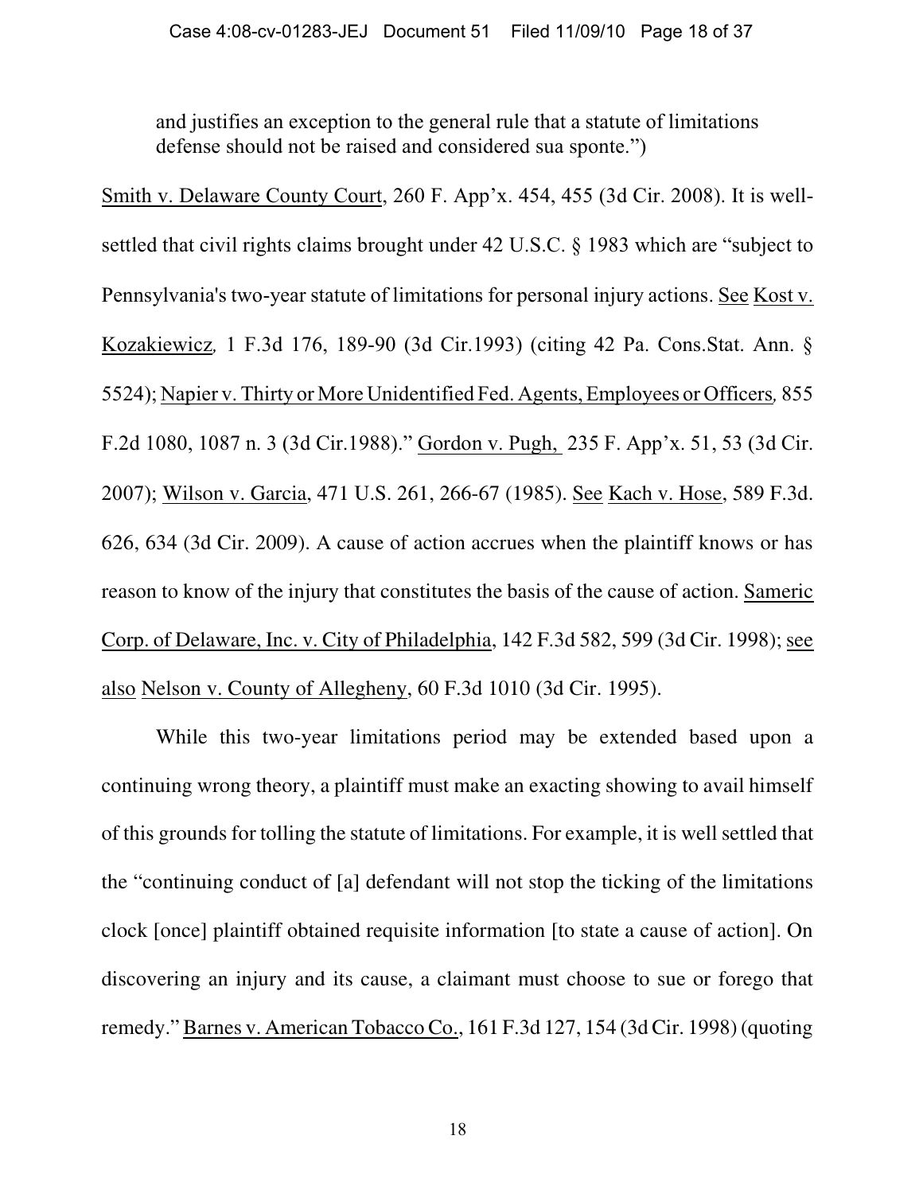and justifies an exception to the general rule that a statute of limitations defense should not be raised and considered sua sponte.")

Smith v. Delaware County Court, 260 F. App'x. 454, 455 (3d Cir. 2008). It is well-settled that civil rights claims brought under 42 U.S.C. § 1983 which are "subject to Pennsylvania's two-year statute of limitations for personal injury actions. See Kost v. Kozakiewicz, 1 F.3d 176, 189-90 (3d Cir.1993) (citing 42 Pa. Cons.Stat. Ann. § 5524); Napier v. Thirty or More Unidentified Fed. Agents, Employees or Officers, 855 F.2d 1080, 1087 n. 3 (3d Cir.1988)." Gordon v. Pugh, 235 F. App'x. 51, 53 (3d Cir. 2007); Wilson v. Garcia, 471 U.S. 261, 266-67 (1985). See Kach v. Hose, 589 F.3d. 626, 634 (3d Cir. 2009). A cause of action accrues when the plaintiff knows or has reason to know of the injury that constitutes the basis of the cause of action. Sameric Corp. of Delaware, Inc. v. City of Philadelphia, 142 F.3d 582, 599 (3d Cir. 1998); see also Nelson v. County of Allegheny, 60 F.3d 1010 (3d Cir. 1995).

While this two-year limitations period may be extended based upon a continuing wrong theory, a plaintiff must make an exacting showing to avail himself of this grounds for tolling the statute of limitations. For example, it is well settled that the "continuing conduct of [a] defendant will not stop the ticking of the limitations clock [once] plaintiff obtained requisite information [to state a cause of action]. On discovering an injury and its cause, a claimant must choose to sue or forego that remedy." Barnes v. American Tobacco Co., 161 F.3d 127, 154 (3d Cir. 1998) (quoting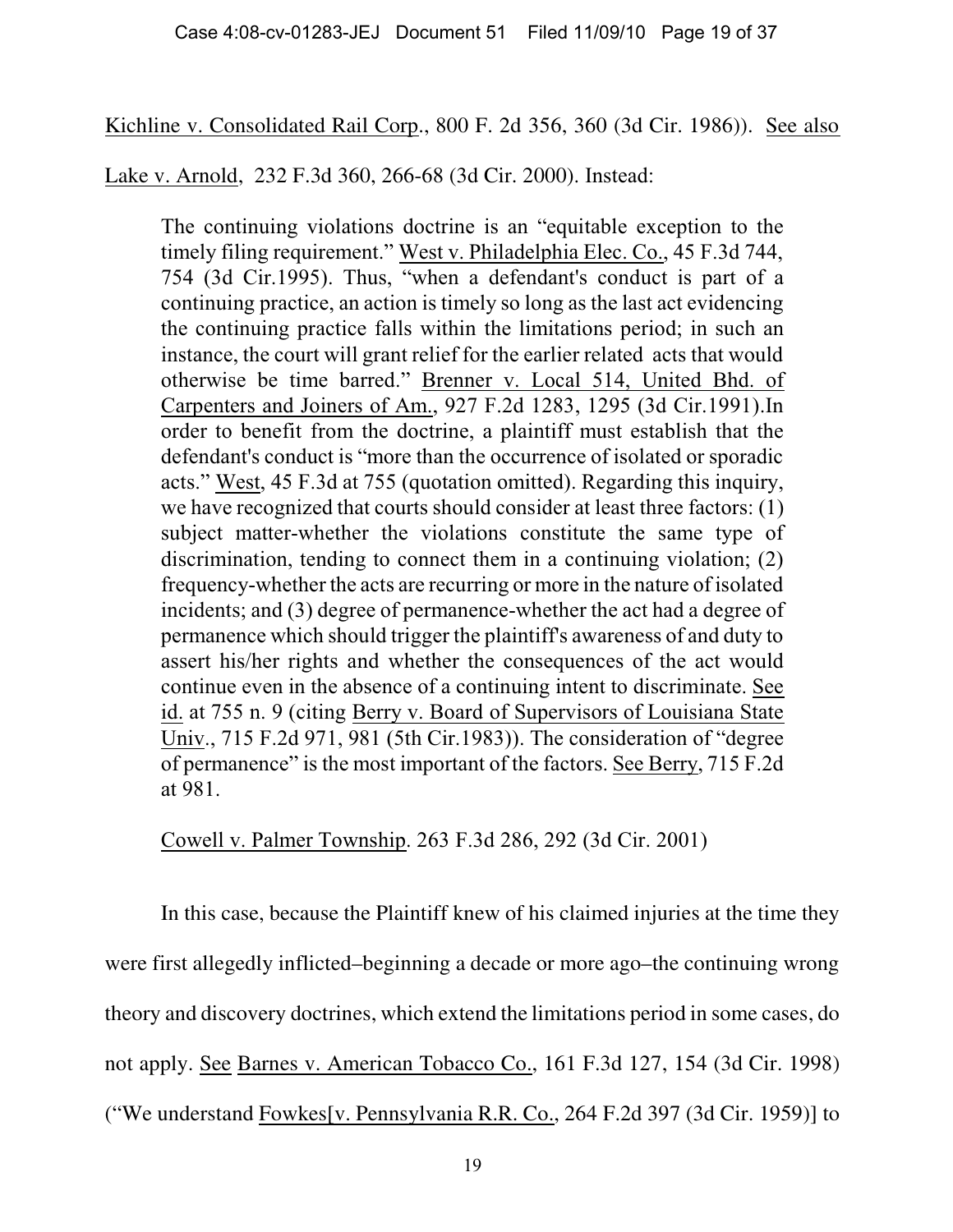Kichline v. Consolidated Rail Corp., 800 F. 2d 356, 360 (3d Cir. 1986)). See also Lake v. Arnold, 232 F.3d 360, 266-68 (3d Cir. 2000). Instead:

> The continuing violations doctrine is an "equitable exception to the timely filing requirement." West v. Philadelphia Elec. Co., 45 F.3d 744, 754 (3d Cir.1995). Thus, "when a defendant's conduct is part of a continuing practice, an action is timely so long as the last act evidencing the continuing practice falls within the limitations period; in such an instance, the court will grant relief for the earlier related acts that would otherwise be time barred." Brenner v. Local 514, United Bhd. of Carpenters and Joiners of Am., 927 F.2d 1283, 1295 (3d Cir.1991).In order to benefit from the doctrine, a plaintiff must establish that the defendant's conduct is "more than the occurrence of isolated or sporadic acts." West, 45 F.3d at 755 (quotation omitted). Regarding this inquiry, we have recognized that courts should consider at least three factors: (1) subject matter-whether the violations constitute the same type of discrimination, tending to connect them in a continuing violation; (2) frequency-whether the acts are recurring or more in the nature of isolated incidents; and (3) degree of permanence-whether the act had a degree of permanence which should trigger the plaintiff's awareness of and duty to assert his/her rights and whether the consequences of the act would continue even in the absence of a continuing intent to discriminate. See id. at 755 n. 9 (citing Berry v. Board of Supervisors of Louisiana State Univ., 715 F.2d 971, 981 (5th Cir.1983)). The consideration of "degree of permanence" is the most important of the factors. See Berry, 715 F.2d at 981.
>
> Cowell v. Palmer Township. 263 F.3d 286, 292 (3d Cir. 2001)

In this case, because the Plaintiff knew of his claimed injuries at the time they were first allegedly inflicted–beginning a decade or more ago–the continuing wrong theory and discovery doctrines, which extend the limitations period in some cases, do not apply. See Barnes v. American Tobacco Co., 161 F.3d 127, 154 (3d Cir. 1998) ("We understand Fowkes[v. Pennsylvania R.R. Co., 264 F.2d 397 (3d Cir. 1959)] to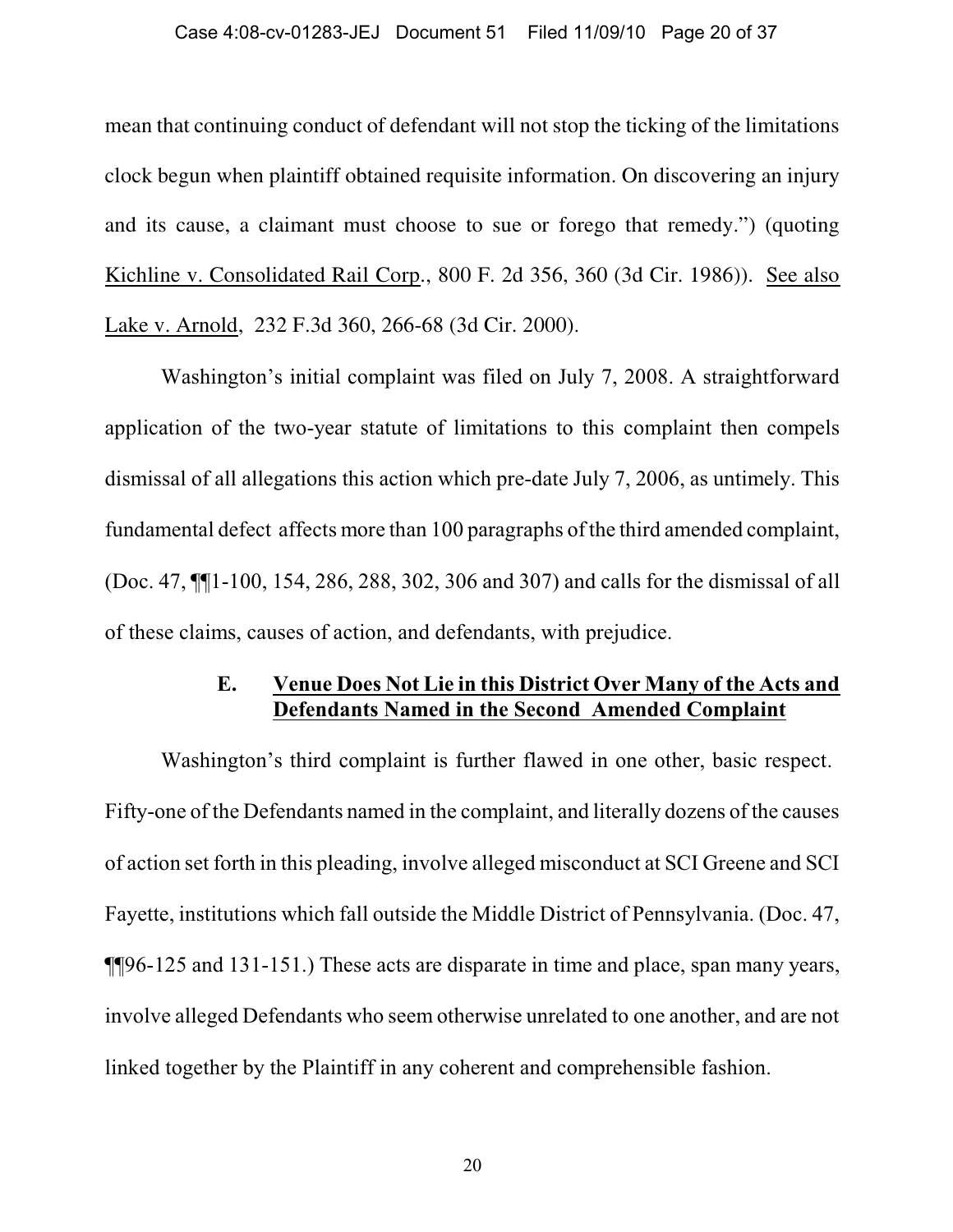mean that continuing conduct of defendant will not stop the ticking of the limitations clock begun when plaintiff obtained requisite information. On discovering an injury and its cause, a claimant must choose to sue or forego that remedy.") (quoting Kichline v. Consolidated Rail Corp., 800 F. 2d 356, 360 (3d Cir. 1986)). See also Lake v. Arnold, 232 F.3d 360, 266-68 (3d Cir. 2000).

Washington's initial complaint was filed on July 7, 2008. A straightforward application of the two-year statute of limitations to this complaint then compels dismissal of all allegations this action which pre-date July 7, 2006, as untimely. This fundamental defect affects more than 100 paragraphs of the third amended complaint, (Doc. 47, ¶¶1-100, 154, 286, 288, 302, 306 and 307) and calls for the dismissal of all of these claims, causes of action, and defendants, with prejudice.

### E. Venue Does Not Lie in this District Over Many of the Acts and Defendants Named in the Second Amended Complaint

Washington's third complaint is further flawed in one other, basic respect. Fifty-one of the Defendants named in the complaint, and literally dozens of the causes of action set forth in this pleading, involve alleged misconduct at SCI Greene and SCI Fayette, institutions which fall outside the Middle District of Pennsylvania. (Doc. 47, ¶¶96-125 and 131-151.) These acts are disparate in time and place, span many years, involve alleged Defendants who seem otherwise unrelated to one another, and are not linked together by the Plaintiff in any coherent and comprehensible fashion.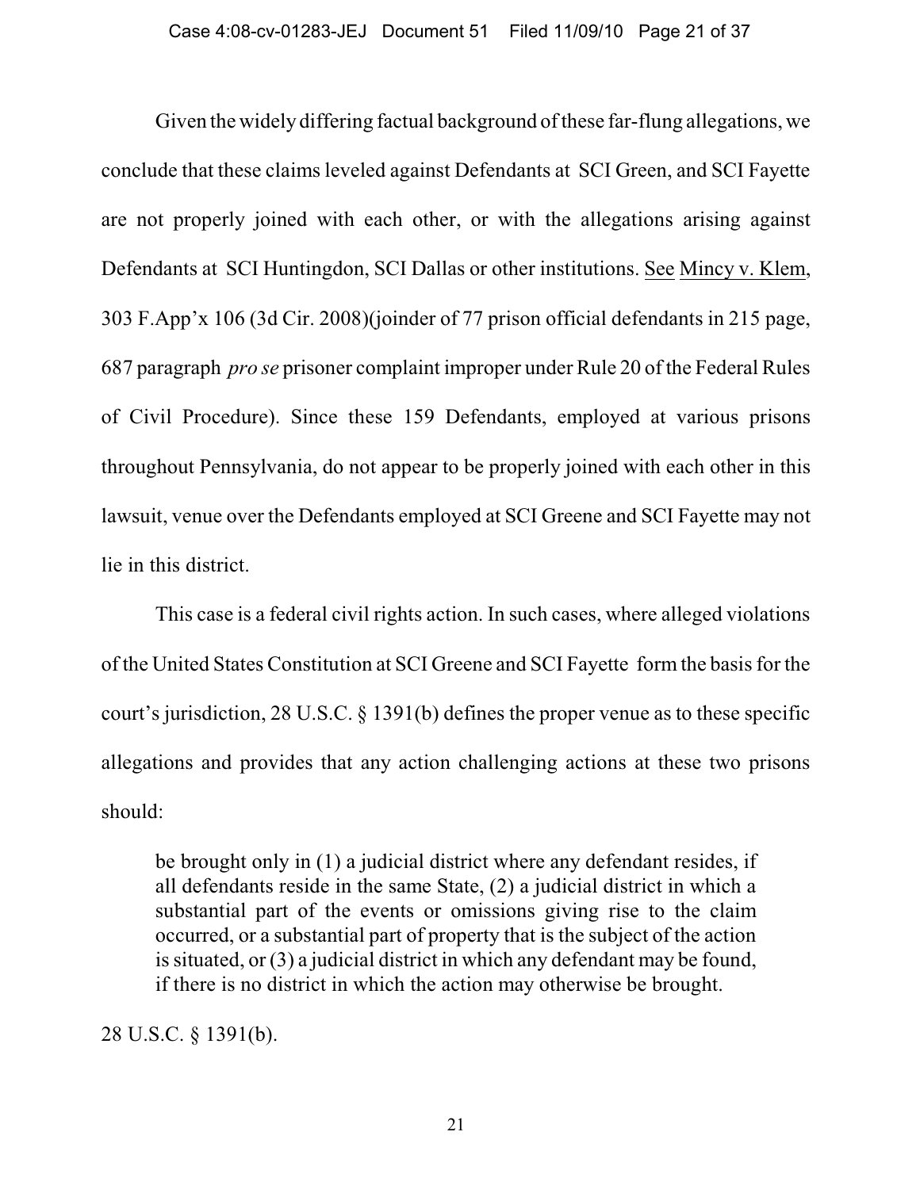Given the widely differing factual background of these far-flung allegations, we conclude that these claims leveled against Defendants at SCI Green, and SCI Fayette are not properly joined with each other, or with the allegations arising against Defendants at SCI Huntingdon, SCI Dallas or other institutions. See Mincy v. Klem, 303 F.App'x 106 (3d Cir. 2008)(joinder of 77 prison official defendants in 215 page, 687 paragraph *pro se* prisoner complaint improper under Rule 20 of the Federal Rules of Civil Procedure). Since these 159 Defendants, employed at various prisons throughout Pennsylvania, do not appear to be properly joined with each other in this lawsuit, venue over the Defendants employed at SCI Greene and SCI Fayette may not lie in this district.

This case is a federal civil rights action. In such cases, where alleged violations of the United States Constitution at SCI Greene and SCI Fayette form the basis for the court's jurisdiction, 28 U.S.C. § 1391(b) defines the proper venue as to these specific allegations and provides that any action challenging actions at these two prisons should:

> be brought only in (1) a judicial district where any defendant resides, if all defendants reside in the same State, (2) a judicial district in which a substantial part of the events or omissions giving rise to the claim occurred, or a substantial part of property that is the subject of the action is situated, or (3) a judicial district in which any defendant may be found, if there is no district in which the action may otherwise be brought.

28 U.S.C. § 1391(b).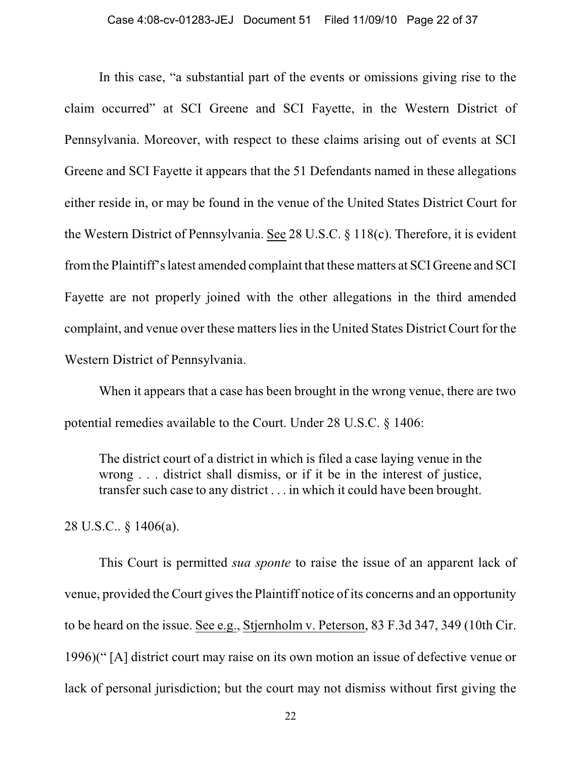In this case, "a substantial part of the events or omissions giving rise to the claim occurred" at SCI Greene and SCI Fayette, in the Western District of Pennsylvania. Moreover, with respect to these claims arising out of events at SCI Greene and SCI Fayette it appears that the 51 Defendants named in these allegations either reside in, or may be found in the venue of the United States District Court for the Western District of Pennsylvania. See 28 U.S.C. § 118(c). Therefore, it is evident from the Plaintiff's latest amended complaint that these matters at SCI Greene and SCI Fayette are not properly joined with the other allegations in the third amended complaint, and venue over these matters lies in the United States District Court for the Western District of Pennsylvania.

When it appears that a case has been brought in the wrong venue, there are two potential remedies available to the Court. Under 28 U.S.C. § 1406:

> The district court of a district in which is filed a case laying venue in the wrong . . . district shall dismiss, or if it be in the interest of justice, transfer such case to any district . . . in which it could have been brought.

28 U.S.C.. § 1406(a).

This Court is permitted *sua sponte* to raise the issue of an apparent lack of venue, provided the Court gives the Plaintiff notice of its concerns and an opportunity to be heard on the issue. See e.g., Stjernholm v. Peterson, 83 F.3d 347, 349 (10th Cir. 1996)(" [A] district court may raise on its own motion an issue of defective venue or lack of personal jurisdiction; but the court may not dismiss without first giving the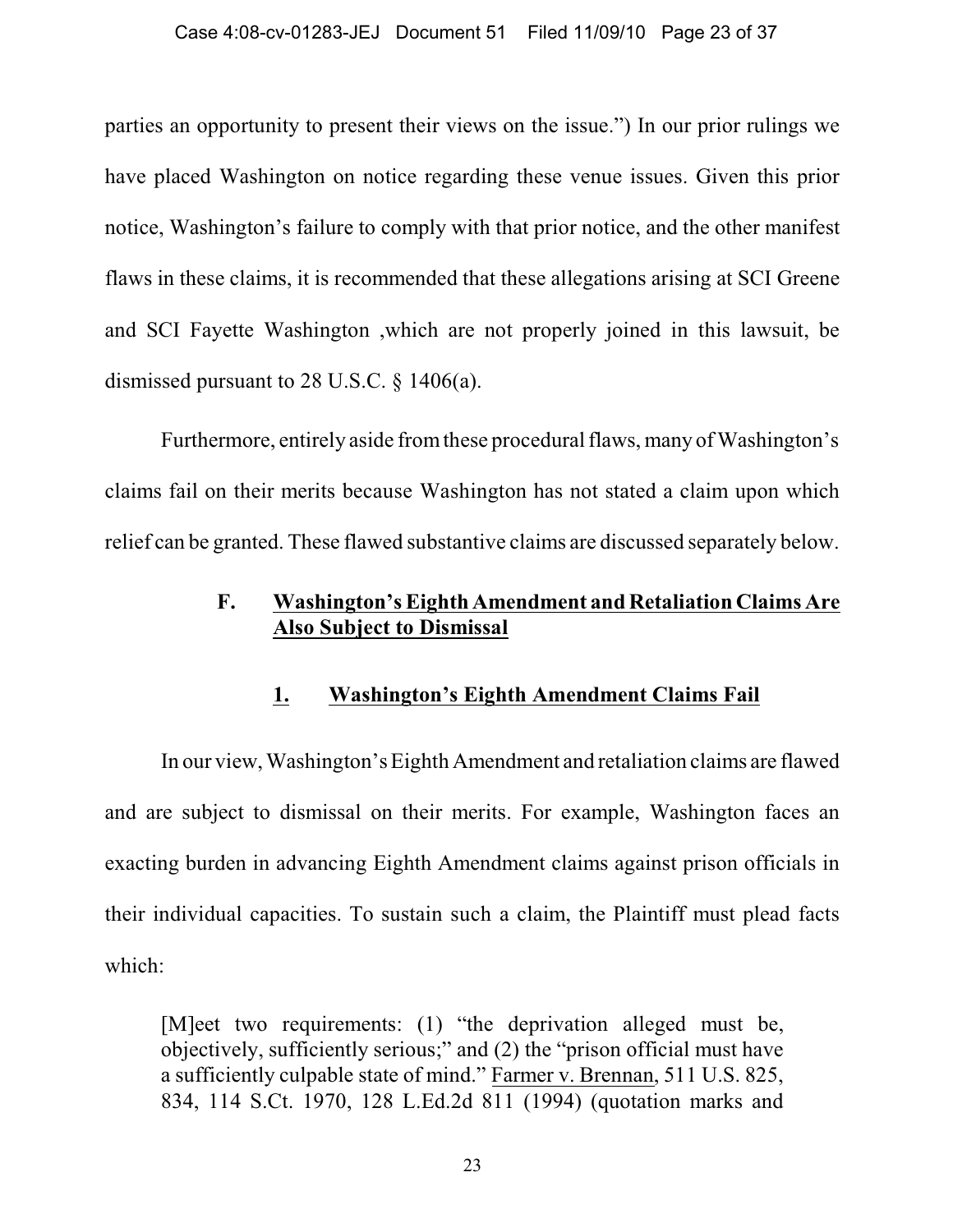parties an opportunity to present their views on the issue.") In our prior rulings we have placed Washington on notice regarding these venue issues. Given this prior notice, Washington's failure to comply with that prior notice, and the other manifest flaws in these claims, it is recommended that these allegations arising at SCI Greene and SCI Fayette Washington ,which are not properly joined in this lawsuit, be dismissed pursuant to 28 U.S.C. § 1406(a).

Furthermore, entirely aside from these procedural flaws, many of Washington's claims fail on their merits because Washington has not stated a claim upon which relief can be granted. These flawed substantive claims are discussed separately below.

### F. Washington's Eighth Amendment and Retaliation Claims Are Also Subject to Dismissal

#### 1. Washington's Eighth Amendment Claims Fail

In our view, Washington's Eighth Amendment and retaliation claims are flawed and are subject to dismissal on their merits. For example, Washington faces an exacting burden in advancing Eighth Amendment claims against prison officials in their individual capacities. To sustain such a claim, the Plaintiff must plead facts which:

> [M]eet two requirements: (1) "the deprivation alleged must be, objectively, sufficiently serious;" and (2) the "prison official must have a sufficiently culpable state of mind." Farmer v. Brennan, 511 U.S. 825, 834, 114 S.Ct. 1970, 128 L.Ed.2d 811 (1994) (quotation marks and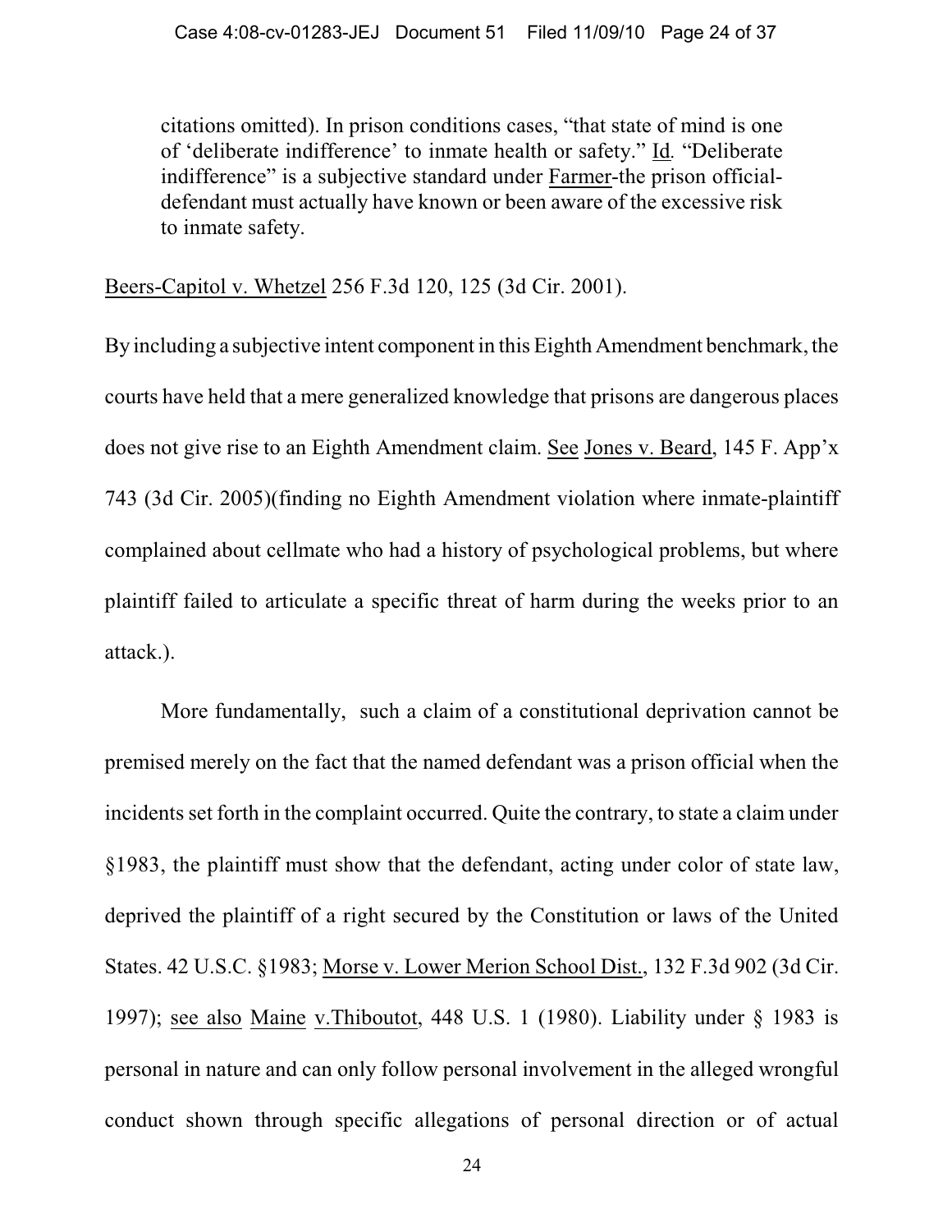> citations omitted). In prison conditions cases, "that state of mind is one of 'deliberate indifference' to inmate health or safety." Id. "Deliberate indifference" is a subjective standard under Farmer-the prison official-defendant must actually have known or been aware of the excessive risk to inmate safety.

Beers-Capitol v. Whetzel 256 F.3d 120, 125 (3d Cir. 2001).

By including a subjective intent component in this Eighth Amendment benchmark, the courts have held that a mere generalized knowledge that prisons are dangerous places does not give rise to an Eighth Amendment claim. See Jones v. Beard, 145 F. App'x 743 (3d Cir. 2005)(finding no Eighth Amendment violation where inmate-plaintiff complained about cellmate who had a history of psychological problems, but where plaintiff failed to articulate a specific threat of harm during the weeks prior to an attack.).

More fundamentally, such a claim of a constitutional deprivation cannot be premised merely on the fact that the named defendant was a prison official when the incidents set forth in the complaint occurred. Quite the contrary, to state a claim under §1983, the plaintiff must show that the defendant, acting under color of state law, deprived the plaintiff of a right secured by the Constitution or laws of the United States. 42 U.S.C. §1983; Morse v. Lower Merion School Dist., 132 F.3d 902 (3d Cir. 1997); see also Maine v.Thiboutot, 448 U.S. 1 (1980). Liability under § 1983 is personal in nature and can only follow personal involvement in the alleged wrongful conduct shown through specific allegations of personal direction or of actual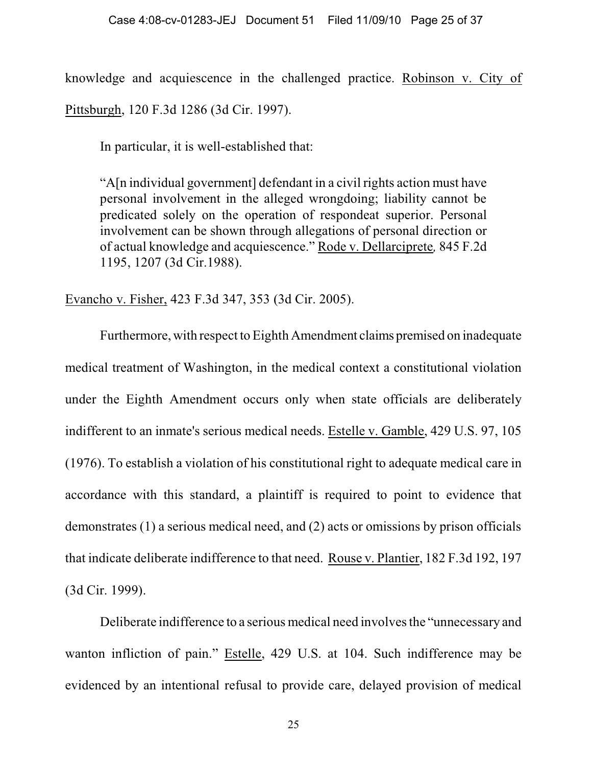knowledge and acquiescence in the challenged practice. Robinson v. City of Pittsburgh, 120 F.3d 1286 (3d Cir. 1997).

In particular, it is well-established that:

> "A[n individual government] defendant in a civil rights action must have personal involvement in the alleged wrongdoing; liability cannot be predicated solely on the operation of respondeat superior. Personal involvement can be shown through allegations of personal direction or of actual knowledge and acquiescence." Rode v. Dellarciprete, 845 F.2d 1195, 1207 (3d Cir.1988).

Evancho v. Fisher, 423 F.3d 347, 353 (3d Cir. 2005).

Furthermore, with respect to Eighth Amendment claims premised on inadequate medical treatment of Washington, in the medical context a constitutional violation under the Eighth Amendment occurs only when state officials are deliberately indifferent to an inmate's serious medical needs. Estelle v. Gamble, 429 U.S. 97, 105 (1976). To establish a violation of his constitutional right to adequate medical care in accordance with this standard, a plaintiff is required to point to evidence that demonstrates (1) a serious medical need, and (2) acts or omissions by prison officials that indicate deliberate indifference to that need. Rouse v. Plantier, 182 F.3d 192, 197 (3d Cir. 1999).

Deliberate indifference to a serious medical need involves the "unnecessary and wanton infliction of pain." Estelle, 429 U.S. at 104. Such indifference may be evidenced by an intentional refusal to provide care, delayed provision of medical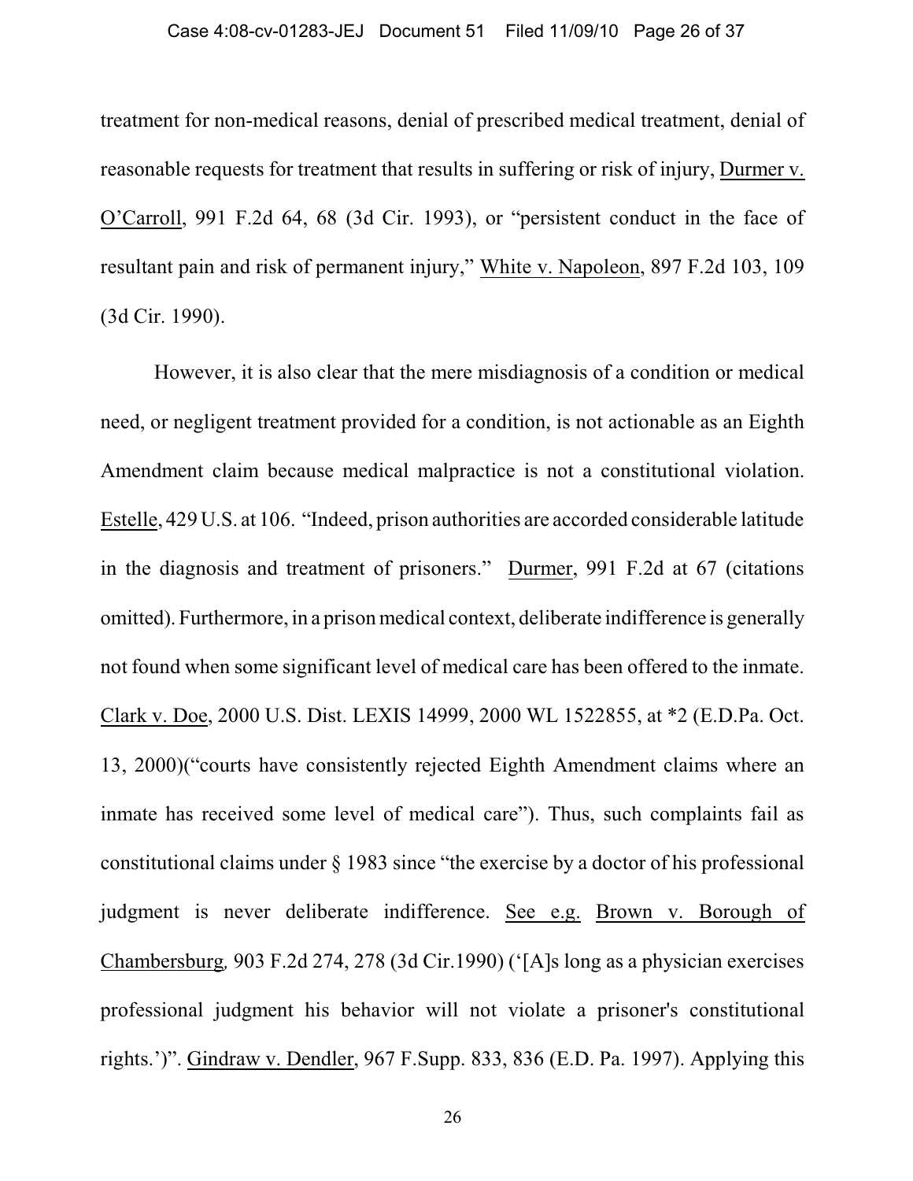treatment for non-medical reasons, denial of prescribed medical treatment, denial of reasonable requests for treatment that results in suffering or risk of injury, Durmer v. O'Carroll, 991 F.2d 64, 68 (3d Cir. 1993), or "persistent conduct in the face of resultant pain and risk of permanent injury," White v. Napoleon, 897 F.2d 103, 109 (3d Cir. 1990).

However, it is also clear that the mere misdiagnosis of a condition or medical need, or negligent treatment provided for a condition, is not actionable as an Eighth Amendment claim because medical malpractice is not a constitutional violation. Estelle, 429 U.S. at 106. "Indeed, prison authorities are accorded considerable latitude in the diagnosis and treatment of prisoners." Durmer, 991 F.2d at 67 (citations omitted). Furthermore, in a prison medical context, deliberate indifference is generally not found when some significant level of medical care has been offered to the inmate. Clark v. Doe, 2000 U.S. Dist. LEXIS 14999, 2000 WL 1522855, at *2 (E.D.Pa. Oct. 13, 2000)("courts have consistently rejected Eighth Amendment claims where an inmate has received some level of medical care"). Thus, such complaints fail as constitutional claims under § 1983 since "the exercise by a doctor of his professional judgment is never deliberate indifference. See e.g. Brown v. Borough of Chambersburg, 903 F.2d 274, 278 (3d Cir.1990) ('[A]s long as a physician exercises professional judgment his behavior will not violate a prisoner's constitutional rights.')". Gindraw v. Dendler, 967 F.Supp. 833, 836 (E.D. Pa. 1997). Applying this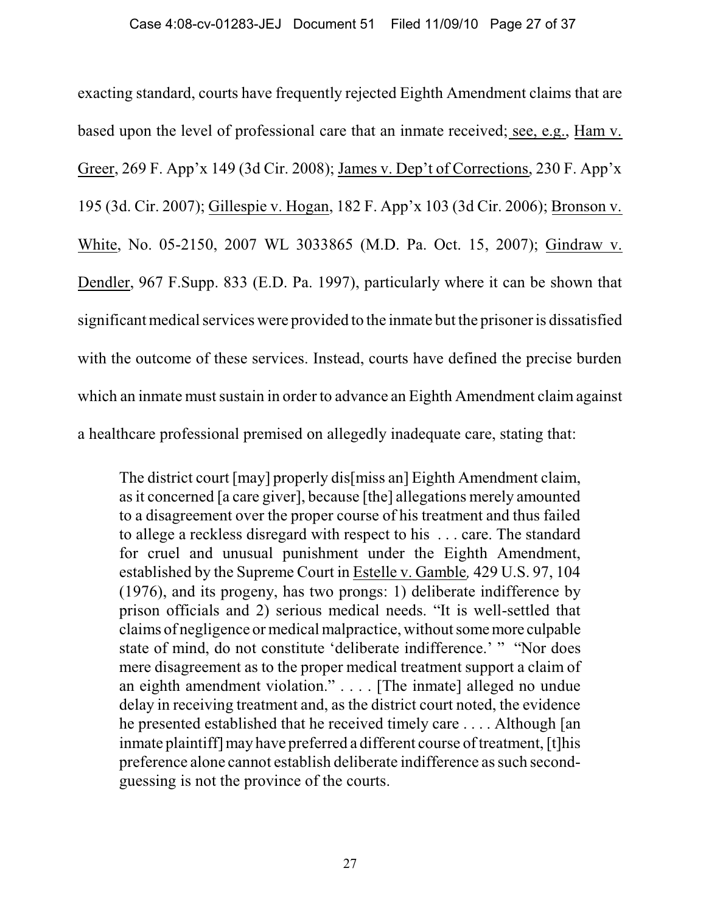exacting standard, courts have frequently rejected Eighth Amendment claims that are based upon the level of professional care that an inmate received; see, e.g., Ham v. Greer, 269 F. App'x 149 (3d Cir. 2008); James v. Dep't of Corrections, 230 F. App'x 195 (3d. Cir. 2007); Gillespie v. Hogan, 182 F. App'x 103 (3d Cir. 2006); Bronson v. White, No. 05-2150, 2007 WL 3033865 (M.D. Pa. Oct. 15, 2007); Gindraw v. Dendler, 967 F.Supp. 833 (E.D. Pa. 1997), particularly where it can be shown that significant medical services were provided to the inmate but the prisoner is dissatisfied with the outcome of these services. Instead, courts have defined the precise burden which an inmate must sustain in order to advance an Eighth Amendment claim against a healthcare professional premised on allegedly inadequate care, stating that:

> The district court [may] properly dis[miss an] Eighth Amendment claim, as it concerned [a care giver], because [the] allegations merely amounted to a disagreement over the proper course of his treatment and thus failed to allege a reckless disregard with respect to his . . . care. The standard for cruel and unusual punishment under the Eighth Amendment, established by the Supreme Court in Estelle v. Gamble, 429 U.S. 97, 104 (1976), and its progeny, has two prongs: 1) deliberate indifference by prison officials and 2) serious medical needs. "It is well-settled that claims of negligence or medical malpractice, without some more culpable state of mind, do not constitute 'deliberate indifference.' " "Nor does mere disagreement as to the proper medical treatment support a claim of an eighth amendment violation." . . . . [The inmate] alleged no undue delay in receiving treatment and, as the district court noted, the evidence he presented established that he received timely care . . . . Although [an inmate plaintiff] may have preferred a different course of treatment, [t]his preference alone cannot establish deliberate indifference as such second-guessing is not the province of the courts.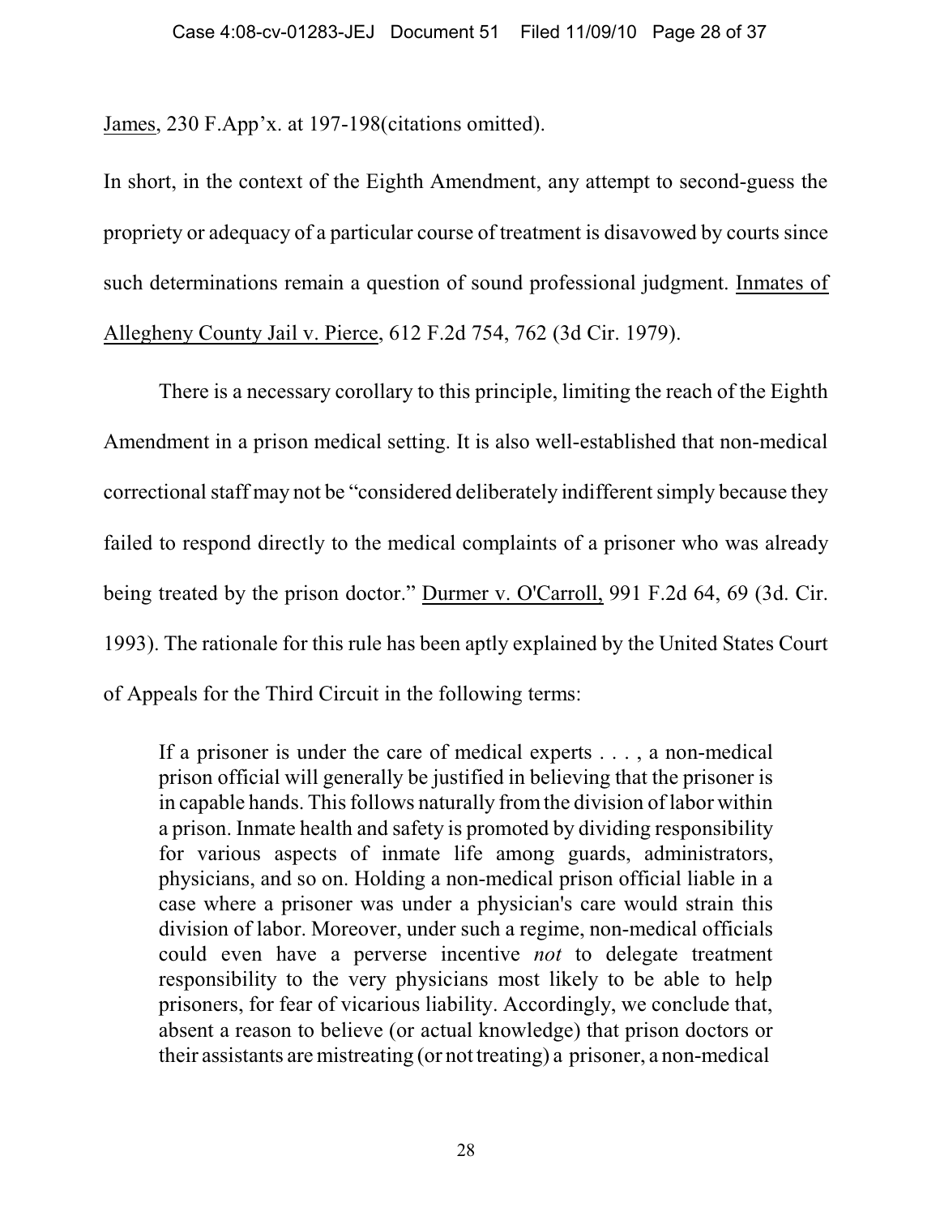James, 230 F.App'x. at 197-198(citations omitted).

In short, in the context of the Eighth Amendment, any attempt to second-guess the propriety or adequacy of a particular course of treatment is disavowed by courts since such determinations remain a question of sound professional judgment. Inmates of Allegheny County Jail v. Pierce, 612 F.2d 754, 762 (3d Cir. 1979).

There is a necessary corollary to this principle, limiting the reach of the Eighth Amendment in a prison medical setting. It is also well-established that non-medical correctional staff may not be "considered deliberately indifferent simply because they failed to respond directly to the medical complaints of a prisoner who was already being treated by the prison doctor." Durmer v. O'Carroll, 991 F.2d 64, 69 (3d. Cir. 1993). The rationale for this rule has been aptly explained by the United States Court of Appeals for the Third Circuit in the following terms:

> If a prisoner is under the care of medical experts . . . , a non-medical prison official will generally be justified in believing that the prisoner is in capable hands. This follows naturally from the division of labor within a prison. Inmate health and safety is promoted by dividing responsibility for various aspects of inmate life among guards, administrators, physicians, and so on. Holding a non-medical prison official liable in a case where a prisoner was under a physician's care would strain this division of labor. Moreover, under such a regime, non-medical officials could even have a perverse incentive *not* to delegate treatment responsibility to the very physicians most likely to be able to help prisoners, for fear of vicarious liability. Accordingly, we conclude that, absent a reason to believe (or actual knowledge) that prison doctors or their assistants are mistreating (or not treating) a prisoner, a non-medical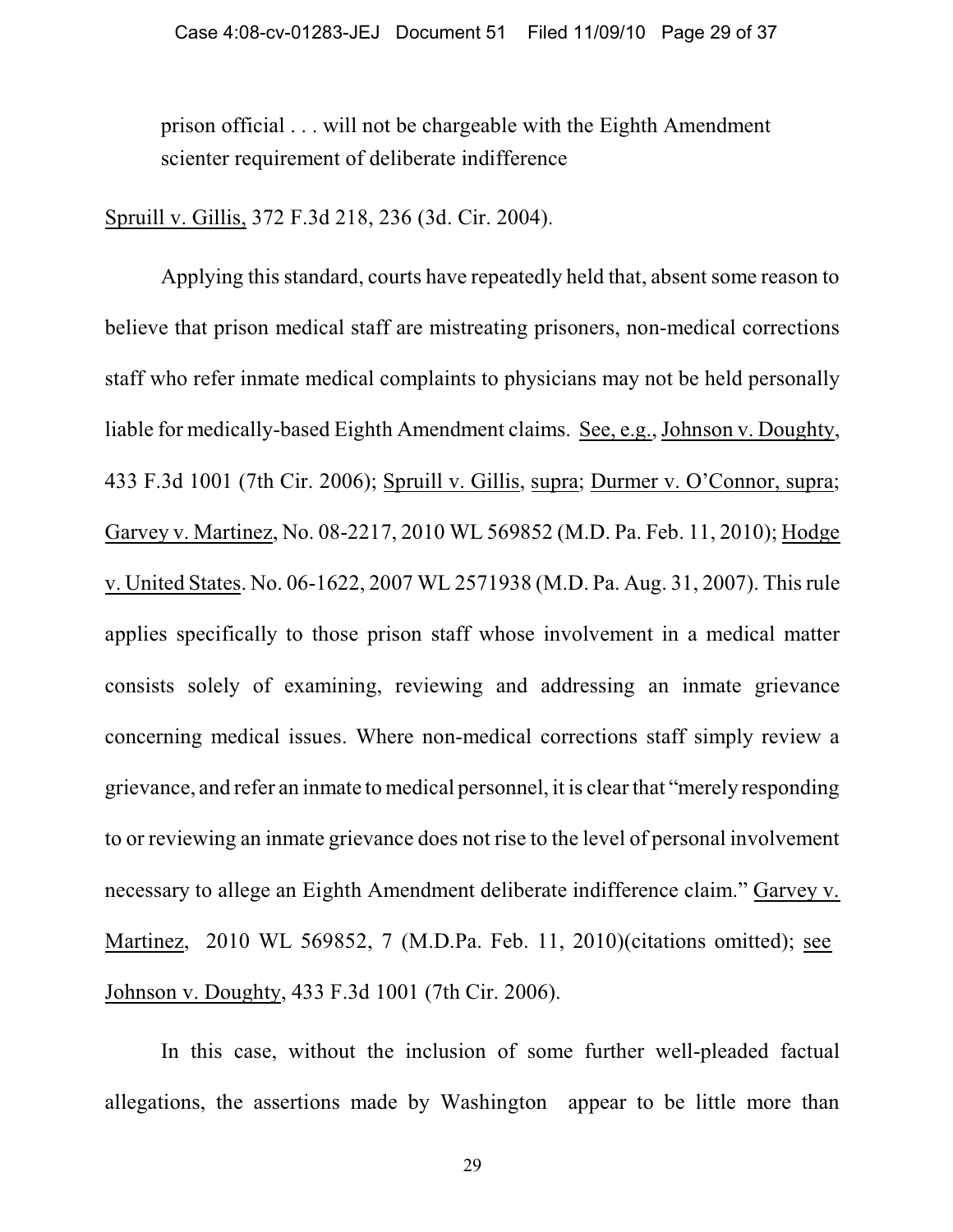> prison official . . . will not be chargeable with the Eighth Amendment scienter requirement of deliberate indifference

Spruill v. Gillis, 372 F.3d 218, 236 (3d. Cir. 2004).

Applying this standard, courts have repeatedly held that, absent some reason to believe that prison medical staff are mistreating prisoners, non-medical corrections staff who refer inmate medical complaints to physicians may not be held personally liable for medically-based Eighth Amendment claims. See, e.g., Johnson v. Doughty, 433 F.3d 1001 (7th Cir. 2006); Spruill v. Gillis, supra; Durmer v. O'Connor, supra; Garvey v. Martinez, No. 08-2217, 2010 WL 569852 (M.D. Pa. Feb. 11, 2010); Hodge v. United States. No. 06-1622, 2007 WL 2571938 (M.D. Pa. Aug. 31, 2007). This rule applies specifically to those prison staff whose involvement in a medical matter consists solely of examining, reviewing and addressing an inmate grievance concerning medical issues. Where non-medical corrections staff simply review a grievance, and refer an inmate to medical personnel, it is clear that "merely responding to or reviewing an inmate grievance does not rise to the level of personal involvement necessary to allege an Eighth Amendment deliberate indifference claim." Garvey v. Martinez, 2010 WL 569852, 7 (M.D.Pa. Feb. 11, 2010)(citations omitted); see Johnson v. Doughty, 433 F.3d 1001 (7th Cir. 2006).

In this case, without the inclusion of some further well-pleaded factual allegations, the assertions made by Washington appear to be little more than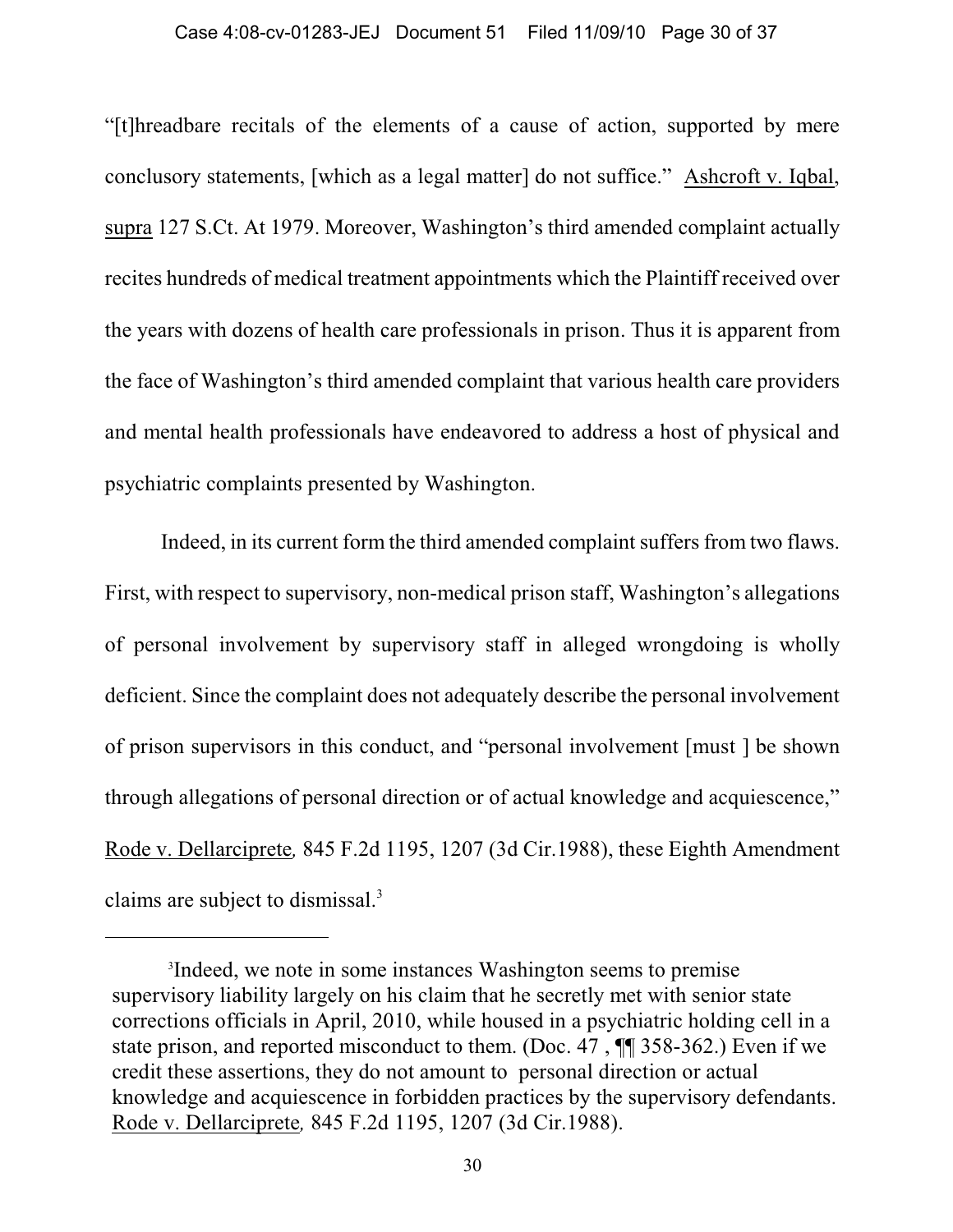"[t]hreadbare recitals of the elements of a cause of action, supported by mere conclusory statements, [which as a legal matter] do not suffice." Ashcroft v. Iqbal, supra 127 S.Ct. At 1979. Moreover, Washington's third amended complaint actually recites hundreds of medical treatment appointments which the Plaintiff received over the years with dozens of health care professionals in prison. Thus it is apparent from the face of Washington's third amended complaint that various health care providers and mental health professionals have endeavored to address a host of physical and psychiatric complaints presented by Washington.

Indeed, in its current form the third amended complaint suffers from two flaws. First, with respect to supervisory, non-medical prison staff, Washington's allegations of personal involvement by supervisory staff in alleged wrongdoing is wholly deficient. Since the complaint does not adequately describe the personal involvement of prison supervisors in this conduct, and "personal involvement [must ] be shown through allegations of personal direction or of actual knowledge and acquiescence," Rode v. Dellarciprete*,* 845 F.2d 1195, 1207 (3d Cir.1988), these Eighth Amendment claims are subject to dismissal.[3]

---

[3]Indeed, we note in some instances Washington seems to premise supervisory liability largely on his claim that he secretly met with senior state corrections officials in April, 2010, while housed in a psychiatric holding cell in a state prison, and reported misconduct to them. (Doc. 47 , ¶¶ 358-362.) Even if we credit these assertions, they do not amount to personal direction or actual knowledge and acquiescence in forbidden practices by the supervisory defendants. Rode v. Dellarciprete*,* 845 F.2d 1195, 1207 (3d Cir.1988).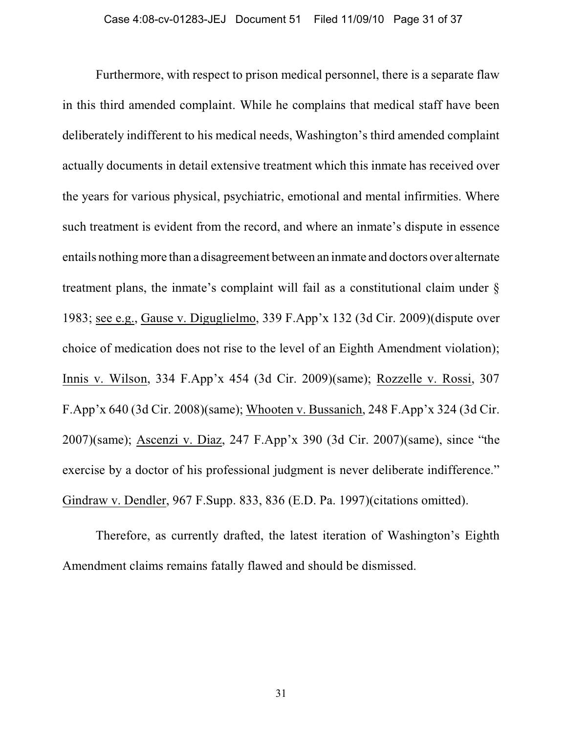Furthermore, with respect to prison medical personnel, there is a separate flaw in this third amended complaint. While he complains that medical staff have been deliberately indifferent to his medical needs, Washington's third amended complaint actually documents in detail extensive treatment which this inmate has received over the years for various physical, psychiatric, emotional and mental infirmities. Where such treatment is evident from the record, and where an inmate's dispute in essence entails nothing more than a disagreement between an inmate and doctors over alternate treatment plans, the inmate's complaint will fail as a constitutional claim under § 1983; see e.g., Gause v. Diguglielmo, 339 F.App'x 132 (3d Cir. 2009)(dispute over choice of medication does not rise to the level of an Eighth Amendment violation); Innis v. Wilson, 334 F.App'x 454 (3d Cir. 2009)(same); Rozzelle v. Rossi, 307 F.App'x 640 (3d Cir. 2008)(same); Whooten v. Bussanich, 248 F.App'x 324 (3d Cir. 2007)(same); Ascenzi v. Diaz, 247 F.App'x 390 (3d Cir. 2007)(same), since "the exercise by a doctor of his professional judgment is never deliberate indifference." Gindraw v. Dendler, 967 F.Supp. 833, 836 (E.D. Pa. 1997)(citations omitted).

Therefore, as currently drafted, the latest iteration of Washington's Eighth Amendment claims remains fatally flawed and should be dismissed.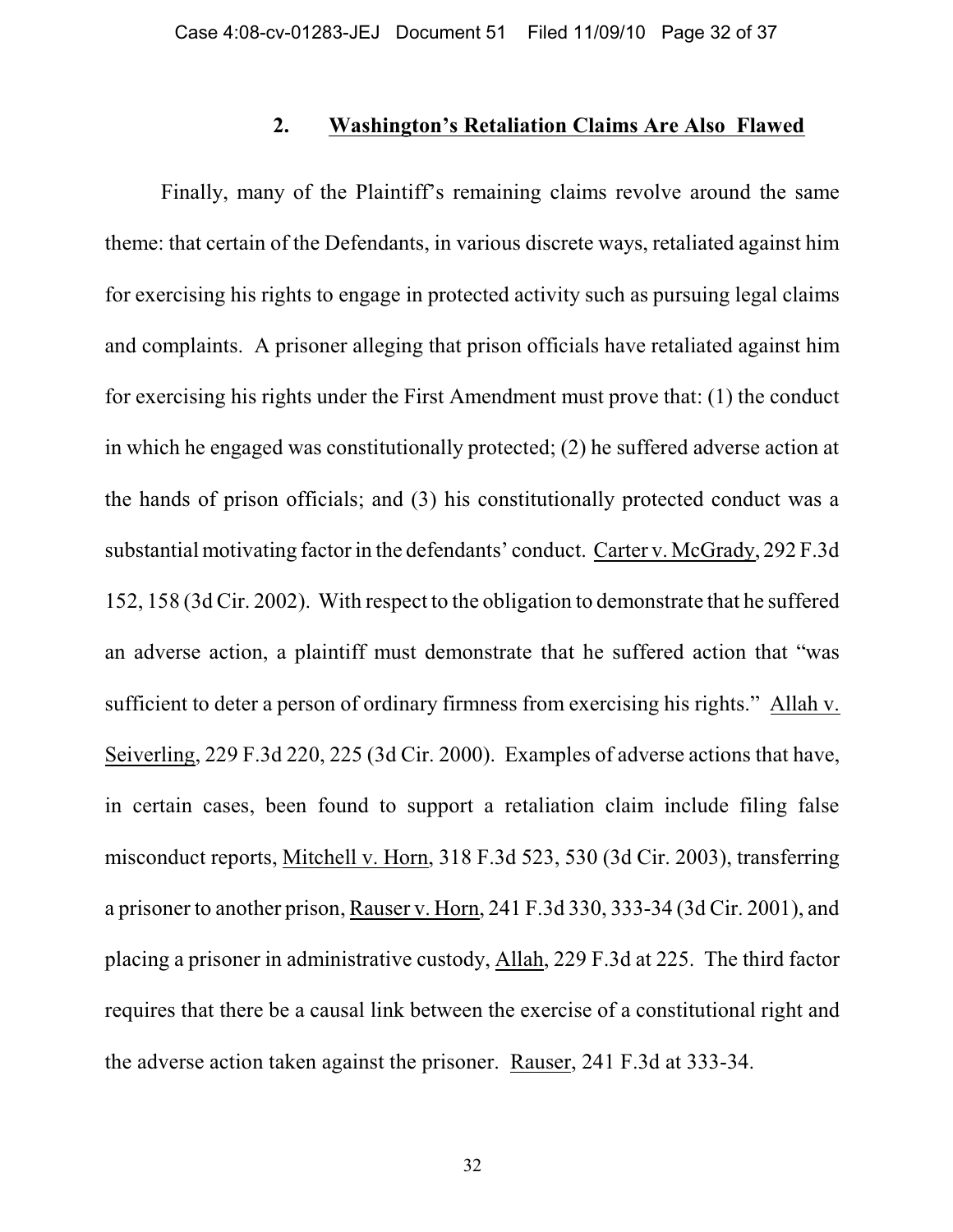## 2. Washington's Retaliation Claims Are Also Flawed

Finally, many of the Plaintiff's remaining claims revolve around the same theme: that certain of the Defendants, in various discrete ways, retaliated against him for exercising his rights to engage in protected activity such as pursuing legal claims and complaints. A prisoner alleging that prison officials have retaliated against him for exercising his rights under the First Amendment must prove that: (1) the conduct in which he engaged was constitutionally protected; (2) he suffered adverse action at the hands of prison officials; and (3) his constitutionally protected conduct was a substantial motivating factor in the defendants' conduct. Carter v. McGrady, 292 F.3d 152, 158 (3d Cir. 2002). With respect to the obligation to demonstrate that he suffered an adverse action, a plaintiff must demonstrate that he suffered action that "was sufficient to deter a person of ordinary firmness from exercising his rights." Allah v. Seiverling, 229 F.3d 220, 225 (3d Cir. 2000). Examples of adverse actions that have, in certain cases, been found to support a retaliation claim include filing false misconduct reports, Mitchell v. Horn, 318 F.3d 523, 530 (3d Cir. 2003), transferring a prisoner to another prison, Rauser v. Horn, 241 F.3d 330, 333-34 (3d Cir. 2001), and placing a prisoner in administrative custody, Allah, 229 F.3d at 225. The third factor requires that there be a causal link between the exercise of a constitutional right and the adverse action taken against the prisoner. Rauser, 241 F.3d at 333-34.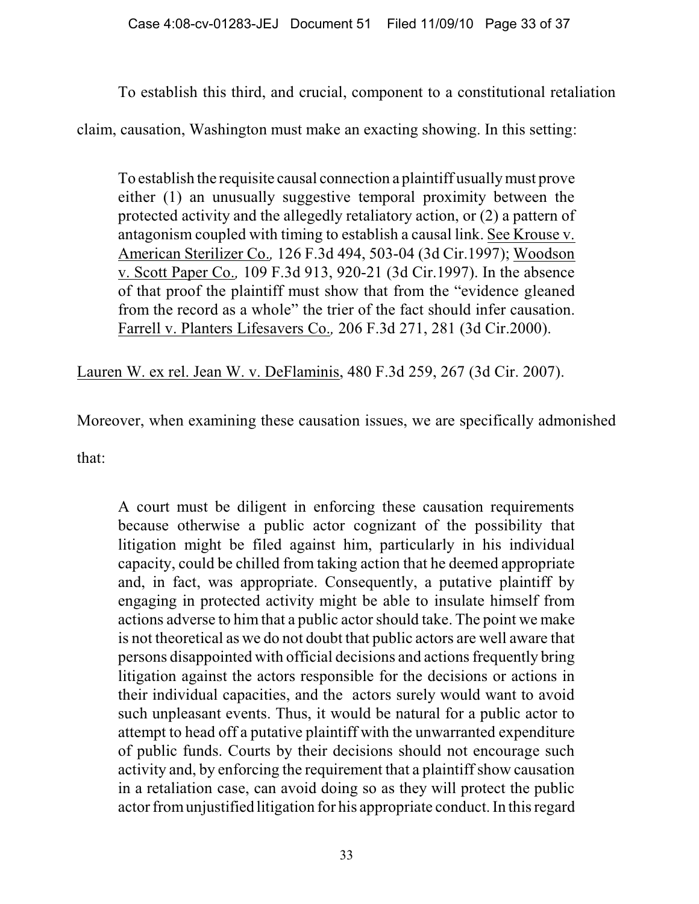To establish this third, and crucial, component to a constitutional retaliation claim, causation, Washington must make an exacting showing. In this setting:

> To establish the requisite causal connection a plaintiff usually must prove either (1) an unusually suggestive temporal proximity between the protected activity and the allegedly retaliatory action, or (2) a pattern of antagonism coupled with timing to establish a causal link. See Krouse v. American Sterilizer Co., 126 F.3d 494, 503-04 (3d Cir.1997); Woodson v. Scott Paper Co., 109 F.3d 913, 920-21 (3d Cir.1997). In the absence of that proof the plaintiff must show that from the "evidence gleaned from the record as a whole" the trier of the fact should infer causation. Farrell v. Planters Lifesavers Co., 206 F.3d 271, 281 (3d Cir.2000).

Lauren W. ex rel. Jean W. v. DeFlaminis, 480 F.3d 259, 267 (3d Cir. 2007).

Moreover, when examining these causation issues, we are specifically admonished that:

> A court must be diligent in enforcing these causation requirements because otherwise a public actor cognizant of the possibility that litigation might be filed against him, particularly in his individual capacity, could be chilled from taking action that he deemed appropriate and, in fact, was appropriate. Consequently, a putative plaintiff by engaging in protected activity might be able to insulate himself from actions adverse to him that a public actor should take. The point we make is not theoretical as we do not doubt that public actors are well aware that persons disappointed with official decisions and actions frequently bring litigation against the actors responsible for the decisions or actions in their individual capacities, and the actors surely would want to avoid such unpleasant events. Thus, it would be natural for a public actor to attempt to head off a putative plaintiff with the unwarranted expenditure of public funds. Courts by their decisions should not encourage such activity and, by enforcing the requirement that a plaintiff show causation in a retaliation case, can avoid doing so as they will protect the public actor from unjustified litigation for his appropriate conduct. In this regard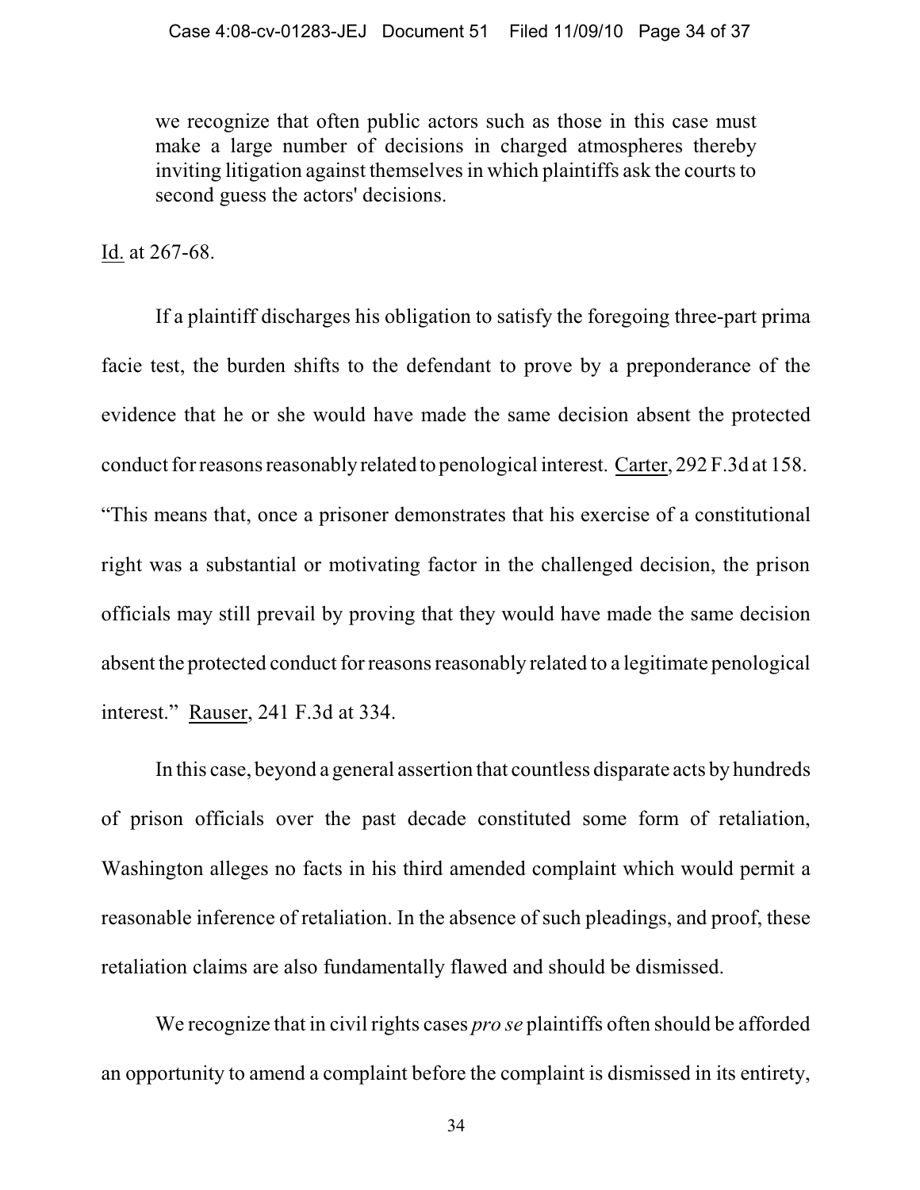> we recognize that often public actors such as those in this case must make a large number of decisions in charged atmospheres thereby inviting litigation against themselves in which plaintiffs ask the courts to second guess the actors' decisions.

Id. at 267-68.

If a plaintiff discharges his obligation to satisfy the foregoing three-part prima facie test, the burden shifts to the defendant to prove by a preponderance of the evidence that he or she would have made the same decision absent the protected conduct for reasons reasonably related to penological interest. Carter, 292 F.3d at 158. "This means that, once a prisoner demonstrates that his exercise of a constitutional right was a substantial or motivating factor in the challenged decision, the prison officials may still prevail by proving that they would have made the same decision absent the protected conduct for reasons reasonably related to a legitimate penological interest." Rauser, 241 F.3d at 334.

In this case, beyond a general assertion that countless disparate acts by hundreds of prison officials over the past decade constituted some form of retaliation, Washington alleges no facts in his third amended complaint which would permit a reasonable inference of retaliation. In the absence of such pleadings, and proof, these retaliation claims are also fundamentally flawed and should be dismissed.

We recognize that in civil rights cases *pro se* plaintiffs often should be afforded an opportunity to amend a complaint before the complaint is dismissed in its entirety,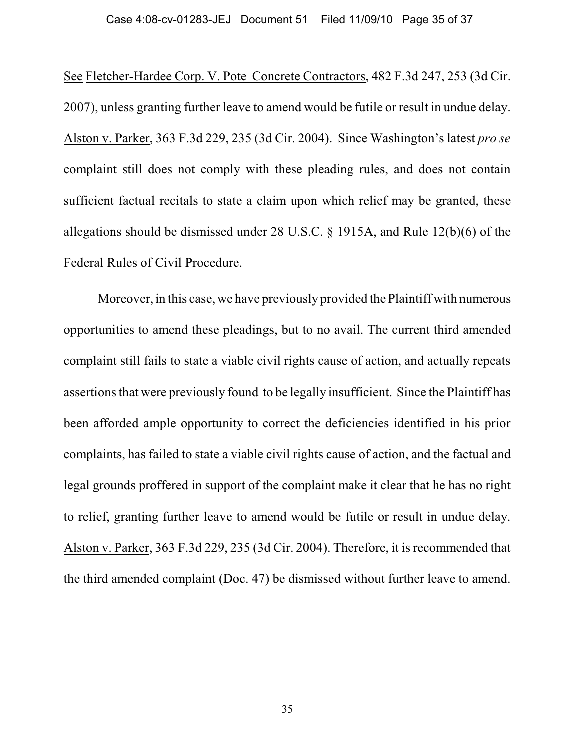See Fletcher-Hardee Corp. V. Pote Concrete Contractors, 482 F.3d 247, 253 (3d Cir. 2007), unless granting further leave to amend would be futile or result in undue delay. Alston v. Parker, 363 F.3d 229, 235 (3d Cir. 2004). Since Washington's latest *pro se* complaint still does not comply with these pleading rules, and does not contain sufficient factual recitals to state a claim upon which relief may be granted, these allegations should be dismissed under 28 U.S.C. § 1915A, and Rule 12(b)(6) of the Federal Rules of Civil Procedure.

Moreover, in this case, we have previously provided the Plaintiff with numerous opportunities to amend these pleadings, but to no avail. The current third amended complaint still fails to state a viable civil rights cause of action, and actually repeats assertions that were previously found to be legally insufficient. Since the Plaintiff has been afforded ample opportunity to correct the deficiencies identified in his prior complaints, has failed to state a viable civil rights cause of action, and the factual and legal grounds proffered in support of the complaint make it clear that he has no right to relief, granting further leave to amend would be futile or result in undue delay. Alston v. Parker, 363 F.3d 229, 235 (3d Cir. 2004). Therefore, it is recommended that the third amended complaint (Doc. 47) be dismissed without further leave to amend.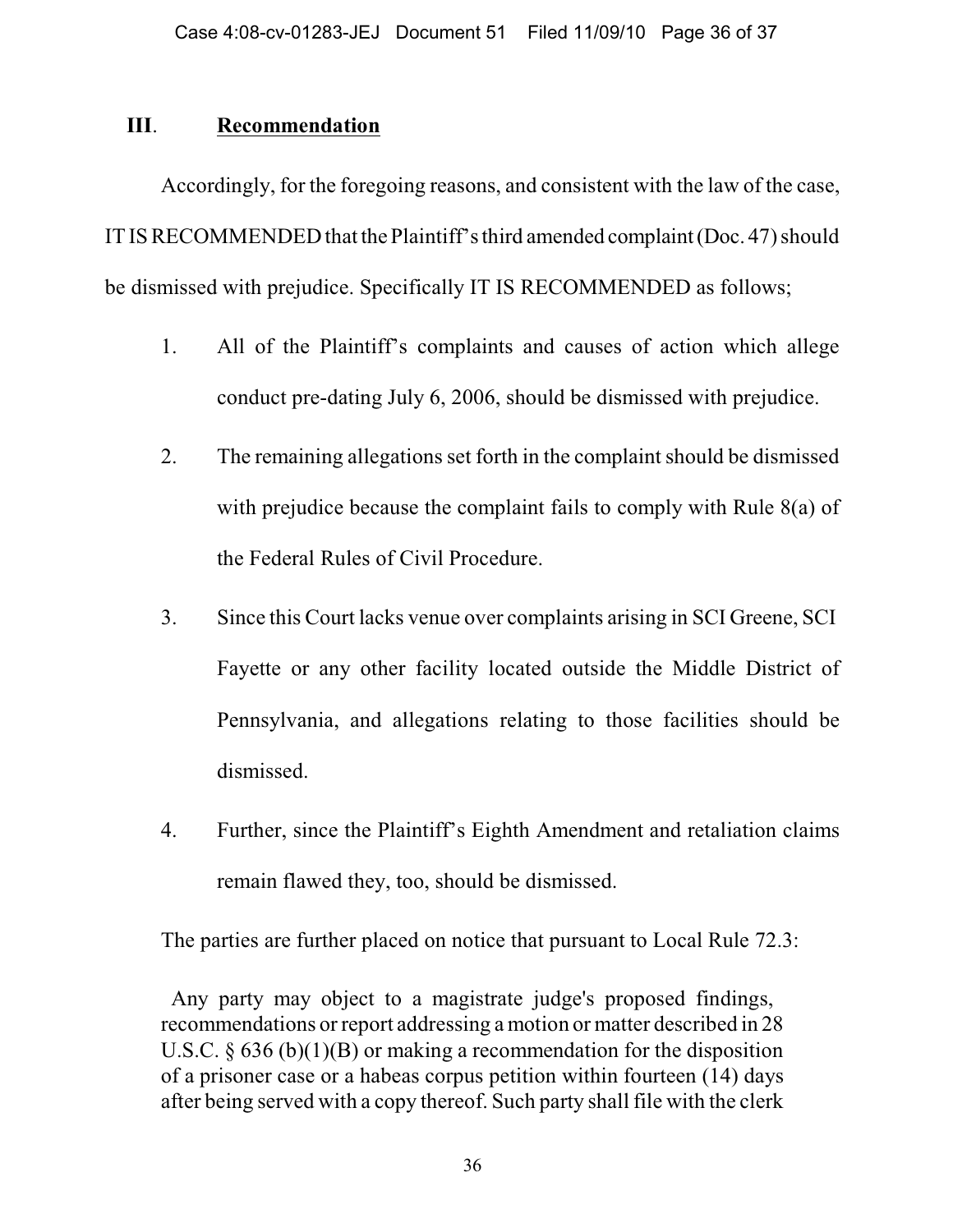## III. **Recommendation**

Accordingly, for the foregoing reasons, and consistent with the law of the case, IT IS RECOMMENDED that the Plaintiff's third amended complaint (Doc. 47) should be dismissed with prejudice. Specifically IT IS RECOMMENDED as follows;

1. All of the Plaintiff's complaints and causes of action which allege conduct pre-dating July 6, 2006, should be dismissed with prejudice.

2. The remaining allegations set forth in the complaint should be dismissed with prejudice because the complaint fails to comply with Rule 8(a) of the Federal Rules of Civil Procedure.

3. Since this Court lacks venue over complaints arising in SCI Greene, SCI Fayette or any other facility located outside the Middle District of Pennsylvania, and allegations relating to those facilities should be dismissed.

4. Further, since the Plaintiff's Eighth Amendment and retaliation claims remain flawed they, too, should be dismissed.

The parties are further placed on notice that pursuant to Local Rule 72.3:

> Any party may object to a magistrate judge's proposed findings, recommendations or report addressing a motion or matter described in 28 U.S.C. § 636 (b)(1)(B) or making a recommendation for the disposition of a prisoner case or a habeas corpus petition within fourteen (14) days after being served with a copy thereof. Such party shall file with the clerk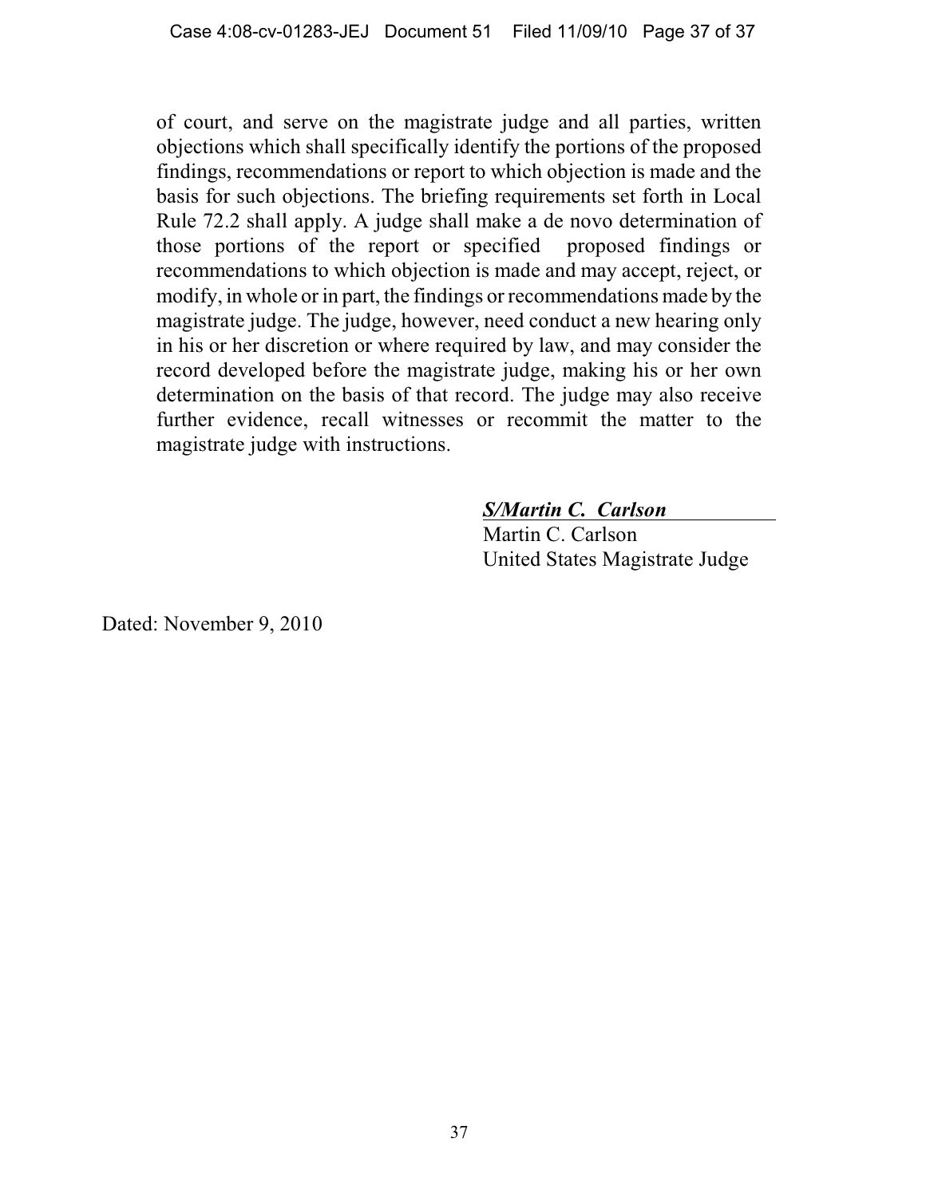of court, and serve on the magistrate judge and all parties, written objections which shall specifically identify the portions of the proposed findings, recommendations or report to which objection is made and the basis for such objections. The briefing requirements set forth in Local Rule 72.2 shall apply. A judge shall make a de novo determination of those portions of the report or specified proposed findings or recommendations to which objection is made and may accept, reject, or modify, in whole or in part, the findings or recommendations made by the magistrate judge. The judge, however, need conduct a new hearing only in his or her discretion or where required by law, and may consider the record developed before the magistrate judge, making his or her own determination on the basis of that record. The judge may also receive further evidence, recall witnesses or recommit the matter to the magistrate judge with instructions.

***S/Martin C. Carlson***
Martin C. Carlson
United States Magistrate Judge

Dated: November 9, 2010